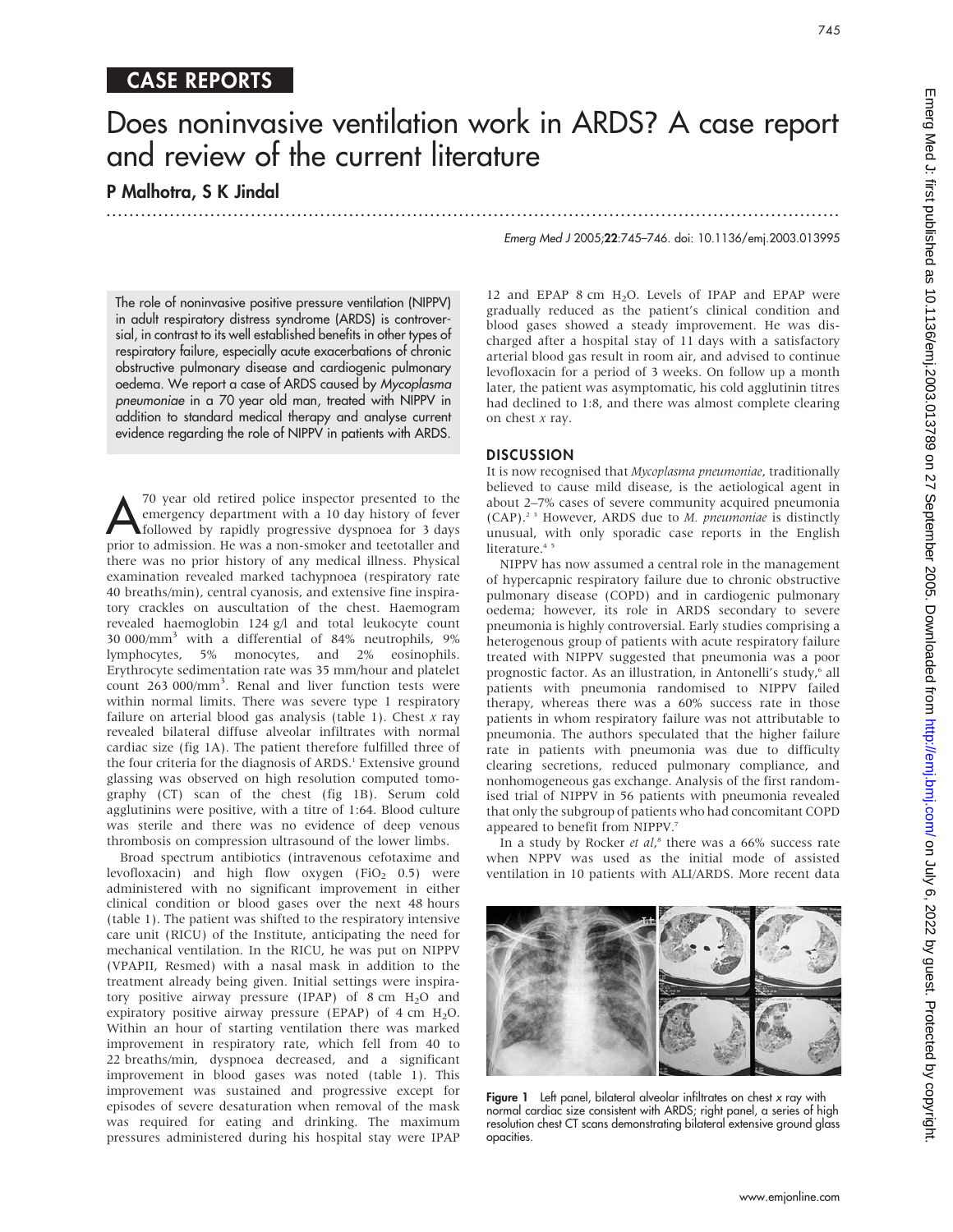## CASE REPORTS

# Does noninvasive ventilation work in ARDS? A case report and review of the current literature

**P Malhotra, S K Jindal**

Emerg Med J 2005;**22**:745–746. doi: 10.1136/emj.2003.013995

The role of noninvasive positive pressure ventilation (NIPPV) in adult respiratory distress syndrome (ARDS) is controversial, in contrast to its well established benefits in other types of respiratory failure, especially acute exacerbations of chronic obstructive pulmonary disease and cardiogenic pulmonary oedema. We report a case of ARDS caused by *Mycoplasma pneumoniae* in a 70 year old man, treated with NIPPV in addition to standard medical therapy and analyse current evidence regarding the role of NIPPV in patients with ARDS.

A 70 year old retired police inspector presented to the emergency department with a 10 day history of fever followed by rapidly progressive dyspnoea for 3 days prior to admission. He was a non-smoker and teetotaller and there was no prior history of any medical illness. Physical examination revealed marked tachypnoea (respiratory rate 40 breaths/min), central cyanosis, and extensive fine inspiratory crackles on auscultation of the chest. Haemogram revealed haemoglobin 124 g/l and total leukocyte count 30 000/$mm^3$ with a differential of 84% neutrophils, 9% lymphocytes, 5% monocytes, and 2% eosinophils. Erythrocyte sedimentation rate was 35 mm/hour and platelet count 263 000/$mm^3$. Renal and liver function tests were within normal limits. There was severe type 1 respiratory failure on arterial blood gas analysis (table 1). Chest *x* ray revealed bilateral diffuse alveolar infiltrates with normal cardiac size (fig 1A). The patient therefore fulfilled three of the four criteria for the diagnosis of ARDS.[1] Extensive ground glassing was observed on high resolution computed tomography (CT) scan of the chest (fig 1B). Serum cold agglutinins were positive, with a titre of 1:64. Blood culture was sterile and there was no evidence of deep venous thrombosis on compression ultrasound of the lower limbs.

Broad spectrum antibiotics (intravenous cefotaxime and levofloxacin) and high flow oxygen ($FiO_2$ 0.5) were administered with no significant improvement in either clinical condition or blood gases over the next 48 hours (table 1). The patient was shifted to the respiratory intensive care unit (RICU) of the Institute, anticipating the need for mechanical ventilation. In the RICU, he was put on NIPPV (VPAPII, Resmed) with a nasal mask in addition to the treatment already being given. Initial settings were inspiratory positive airway pressure (IPAP) of 8 cm $H_2O$ and expiratory positive airway pressure (EPAP) of 4 cm $H_2O$. Within an hour of starting ventilation there was marked improvement in respiratory rate, which fell from 40 to 22 breaths/min, dyspnoea decreased, and a significant improvement in blood gases was noted (table 1). This improvement was sustained and progressive except for episodes of severe desaturation when removal of the mask was required for eating and drinking. The maximum pressures administered during his hospital stay were IPAP 12 and EPAP 8 cm $H_2O$. Levels of IPAP and EPAP were gradually reduced as the patient's clinical condition and blood gases showed a steady improvement. He was discharged after a hospital stay of 11 days with a satisfactory arterial blood gas result in room air, and advised to continue levofloxacin for a period of 3 weeks. On follow up a month later, the patient was asymptomatic, his cold agglutinin titres had declined to 1:8, and there was almost complete clearing on chest *x* ray.

## DISCUSSION

It is now recognised that *Mycoplasma pneumoniae*, traditionally believed to cause mild disease, is the aetiological agent in about 2–7% cases of severe community acquired pneumonia (CAP).[2,3] However, ARDS due to *M. pneumoniae* is distinctly unusual, with only sporadic case reports in the English literature.[4,5]

NIPPV has now assumed a central role in the management of hypercapnic respiratory failure due to chronic obstructive pulmonary disease (COPD) and in cardiogenic pulmonary oedema; however, its role in ARDS secondary to severe pneumonia is highly controversial. Early studies comprising a heterogenous group of patients with acute respiratory failure treated with NIPPV suggested that pneumonia was a poor prognostic factor. As an illustration, in Antonelli's study,[6] all patients with pneumonia randomised to NIPPV failed therapy, whereas there was a 60% success rate in those patients in whom respiratory failure was not attributable to pneumonia. The authors speculated that the higher failure rate in patients with pneumonia was due to difficulty clearing secretions, reduced pulmonary compliance, and nonhomogeneous gas exchange. Analysis of the first randomised trial of NIPPV in 56 patients with pneumonia revealed that only the subgroup of patients who had concomitant COPD appeared to benefit from NIPPV.[7]

In a study by Rocker *et al*,[8] there was a 66% success rate when NPPV was used as the initial mode of assisted ventilation in 10 patients with ALI/ARDS. More recent data

**Figure 1** Left panel, bilateral alveolar infiltrates on chest *x* ray with normal cardiac size consistent with ARDS; right panel, a series of high resolution chest CT scans demonstrating bilateral extensive ground glass opacities.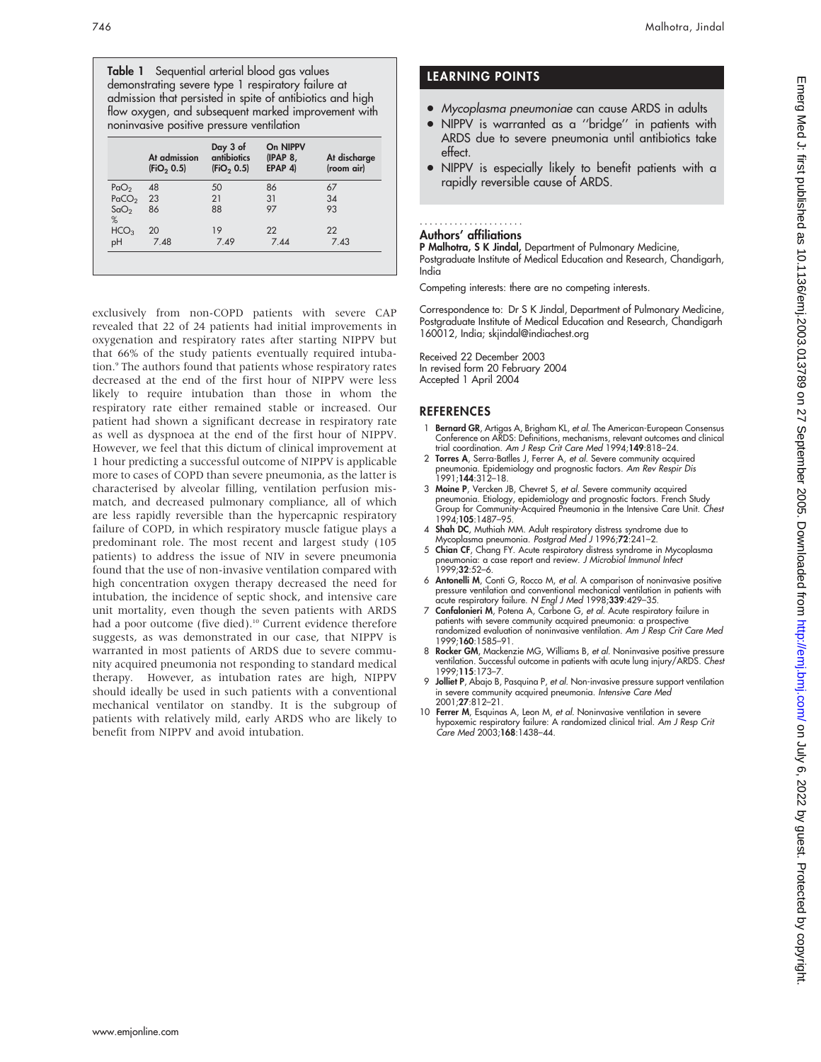**Table 1** Sequential arterial blood gas values demonstrating severe type 1 respiratory failure at admission that persisted in spite of antibiotics and high flow oxygen, and subsequent marked improvement with noninvasive positive pressure ventilation

| | At admission ($FiO_2$ 0.5) | Day 3 of antibiotics ($FiO_2$ 0.5) | On NIPPV (IPAP 8, EPAP 4) | At discharge (room air) |
|---|---|---|---|---|
| $PaO_2$ | 48 | 50 | 86 | 67 |
| $PaCO_2$ | 23 | 21 | 31 | 34 |
| $SaO_2$ % | 86 | 88 | 97 | 93 |
| $HCO_3$ | 20 | 19 | 22 | 22 |
| pH | 7.48 | 7.49 | 7.44 | 7.43 |

exclusively from non-COPD patients with severe CAP revealed that 22 of 24 patients had initial improvements in oxygenation and respiratory rates after starting NIPPV but that 66% of the study patients eventually required intubation.[9] The authors found that patients whose respiratory rates decreased at the end of the first hour of NIPPV were less likely to require intubation than those in whom the respiratory rate either remained stable or increased. Our patient had shown a significant decrease in respiratory rate as well as dyspnoea at the end of the first hour of NIPPV. However, we feel that this dictum of clinical improvement at 1 hour predicting a successful outcome of NIPPV is applicable more to cases of COPD than severe pneumonia, as the latter is characterised by alveolar filling, ventilation perfusion mismatch, and decreased pulmonary compliance, all of which are less rapidly reversible than the hypercapnic respiratory failure of COPD, in which respiratory muscle fatigue plays a predominant role. The most recent and largest study (105 patients) to address the issue of NIV in severe pneumonia found that the use of non-invasive ventilation compared with high concentration oxygen therapy decreased the need for intubation, the incidence of septic shock, and intensive care unit mortality, even though the seven patients with ARDS had a poor outcome (five died).[10] Current evidence therefore suggests, as was demonstrated in our case, that NIPPV is warranted in most patients of ARDS due to severe community acquired pneumonia not responding to standard medical therapy. However, as intubation rates are high, NIPPV should ideally be used in such patients with a conventional mechanical ventilator on standby. It is the subgroup of patients with relatively mild, early ARDS who are likely to benefit from NIPPV and avoid intubation.

## LEARNING POINTS

- *Mycoplasma pneumoniae* can cause ARDS in adults
- NIPPV is warranted as a "bridge" in patients with ARDS due to severe pneumonia until antibiotics take effect.
- NIPPV is especially likely to benefit patients with a rapidly reversible cause of ARDS.

### Authors' affiliations

**P Malhotra, S K Jindal,** Department of Pulmonary Medicine, Postgraduate Institute of Medical Education and Research, Chandigarh, India

Competing interests: there are no competing interests.

Correspondence to: Dr S K Jindal, Department of Pulmonary Medicine, Postgraduate Institute of Medical Education and Research, Chandigarh 160012, India; skjindal@indiachest.org

Received 22 December 2003
In revised form 20 February 2004
Accepted 1 April 2004

## REFERENCES

1. **Bernard GR**, Artigas A, Brigham KL, *et al.* The American-European Consensus Conference on ARDS: Definitions, mechanisms, relevant outcomes and clinical trial coordination. *Am J Resp Crit Care Med* 1994;**149**:818–24.
2. **Torres A**, Serra-Batlles J, Ferrer A, *et al.* Severe community acquired pneumonia. Epidemiology and prognostic factors. *Am Rev Respir Dis* 1991;**144**:312–18.
3. **Moine P**, Vercken JB, Chevret S, *et al.* Severe community acquired pneumonia. Etiology, epidemiology and prognostic factors. French Study Group for Community-Acquired Pneumonia in the Intensive Care Unit. *Chest* 1994;**105**:1487–95.
4. **Shah DC**, Muthiah MM. Adult respiratory distress syndrome due to Mycoplasma pneumonia. *Postgrad Med J* 1996;**72**:241–2.
5. **Chian CF**, Chang FY. Acute respiratory distress syndrome in Mycoplasma pneumonia: a case report and review. *J Microbiol Immunol Infect* 1999;**32**:52–6.
6. **Antonelli M**, Conti G, Rocco M, *et al.* A comparison of noninvasive positive pressure ventilation and conventional mechanical ventilation in patients with acute respiratory failure. *N Engl J Med* 1998;**339**:429–35.
7. **Confalonieri M**, Potena A, Carbone G, *et al.* Acute respiratory failure in patients with severe community acquired pneumonia: a prospective randomized evaluation of noninvasive ventilation. *Am J Resp Crit Care Med* 1999;**160**:1585–91.
8. **Rocker GM**, Mackenzie MG, Williams B, *et al.* Noninvasive positive pressure ventilation. Successful outcome in patients with acute lung injury/ARDS. *Chest* 1999;**115**:173–7.
9. **Jolliet P**, Abajo B, Pasquina P, *et al.* Non-invasive pressure support ventilation in severe community acquired pneumonia. *Intensive Care Med* 2001;**27**:812–21.
10. **Ferrer M**, Esquinas A, Leon M, *et al.* Noninvasive ventilation in severe hypoxemic respiratory failure: A randomized clinical trial. *Am J Resp Crit Care Med* 2003;**168**:1438–44.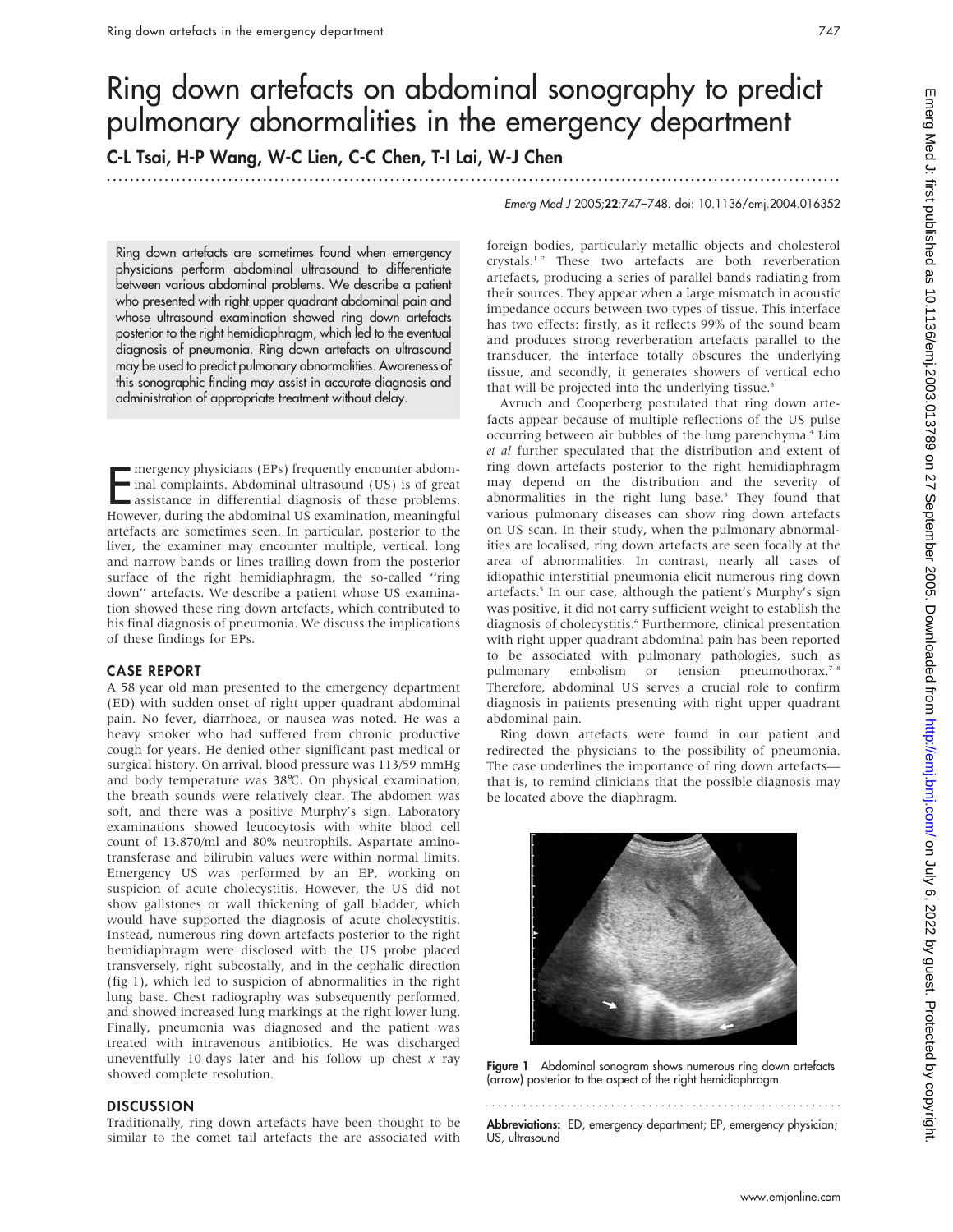# Ring down artefacts on abdominal sonography to predict pulmonary abnormalities in the emergency department

**C-L Tsai, H-P Wang, W-C Lien, C-C Chen, T-I Lai, W-J Chen**

*Emerg Med J* 2005;**22**:747–748. doi: 10.1136/emj.2004.016352

Ring down artefacts are sometimes found when emergency physicians perform abdominal ultrasound to differentiate between various abdominal problems. We describe a patient who presented with right upper quadrant abdominal pain and whose ultrasound examination showed ring down artefacts posterior to the right hemidiaphragm, which led to the eventual diagnosis of pneumonia. Ring down artefacts on ultrasound may be used to predict pulmonary abnormalities. Awareness of this sonographic finding may assist in accurate diagnosis and administration of appropriate treatment without delay.

Emergency physicians (EPs) frequently encounter abdominal complaints. Abdominal ultrasound (US) is of great assistance in differential diagnosis of these problems. However, during the abdominal US examination, meaningful artefacts are sometimes seen. In particular, posterior to the liver, the examiner may encounter multiple, vertical, long and narrow bands or lines trailing down from the posterior surface of the right hemidiaphragm, the so-called ''ring down'' artefacts. We describe a patient whose US examination showed these ring down artefacts, which contributed to his final diagnosis of pneumonia. We discuss the implications of these findings for EPs.

## CASE REPORT

A 58 year old man presented to the emergency department (ED) with sudden onset of right upper quadrant abdominal pain. No fever, diarrhoea, or nausea was noted. He was a heavy smoker who had suffered from chronic productive cough for years. He denied other significant past medical or surgical history. On arrival, blood pressure was 113/59 mmHg and body temperature was 38°C. On physical examination, the breath sounds were relatively clear. The abdomen was soft, and there was a positive Murphy's sign. Laboratory examinations showed leucocytosis with white blood cell count of 13.870/ml and 80% neutrophils. Aspartate aminotransferase and bilirubin values were within normal limits. Emergency US was performed by an EP, working on suspicion of acute cholecystitis. However, the US did not show gallstones or wall thickening of gall bladder, which would have supported the diagnosis of acute cholecystitis. Instead, numerous ring down artefacts posterior to the right hemidiaphragm were disclosed with the US probe placed transversely, right subcostally, and in the cephalic direction (fig 1), which led to suspicion of abnormalities in the right lung base. Chest radiography was subsequently performed, and showed increased lung markings at the right lower lung. Finally, pneumonia was diagnosed and the patient was treated with intravenous antibiotics. He was discharged uneventfully 10 days later and his follow up chest *x* ray showed complete resolution.

## DISCUSSION

Traditionally, ring down artefacts have been thought to be similar to the comet tail artefacts the are associated with foreign bodies, particularly metallic objects and cholesterol crystals.[1,2] These two artefacts are both reverberation artefacts, producing a series of parallel bands radiating from their sources. They appear when a large mismatch in acoustic impedance occurs between two types of tissue. This interface has two effects: firstly, as it reflects 99% of the sound beam and produces strong reverberation artefacts parallel to the transducer, the interface totally obscures the underlying tissue, and secondly, it generates showers of vertical echo that will be projected into the underlying tissue.[3]

Avruch and Cooperberg postulated that ring down artefacts appear because of multiple reflections of the US pulse occurring between air bubbles of the lung parenchyma.[4] Lim *et al* further speculated that the distribution and extent of ring down artefacts posterior to the right hemidiaphragm may depend on the distribution and the severity of abnormalities in the right lung base.[5] They found that various pulmonary diseases can show ring down artefacts on US scan. In their study, when the pulmonary abnormalities are localised, ring down artefacts are seen focally at the area of abnormalities. In contrast, nearly all cases of idiopathic interstitial pneumonia elicit numerous ring down artefacts.[5] In our case, although the patient's Murphy's sign was positive, it did not carry sufficient weight to establish the diagnosis of cholecystitis.[6] Furthermore, clinical presentation with right upper quadrant abdominal pain has been reported to be associated with pulmonary pathologies, such as pulmonary embolism or tension pneumothorax.[7,8] Therefore, abdominal US serves a crucial role to confirm diagnosis in patients presenting with right upper quadrant abdominal pain.

Ring down artefacts were found in our patient and redirected the physicians to the possibility of pneumonia. The case underlines the importance of ring down artefacts—that is, to remind clinicians that the possible diagnosis may be located above the diaphragm.

**Figure 1** Abdominal sonogram shows numerous ring down artefacts (arrow) posterior to the aspect of the right hemidiaphragm.

**Abbreviations:** ED, emergency department; EP, emergency physician; US, ultrasound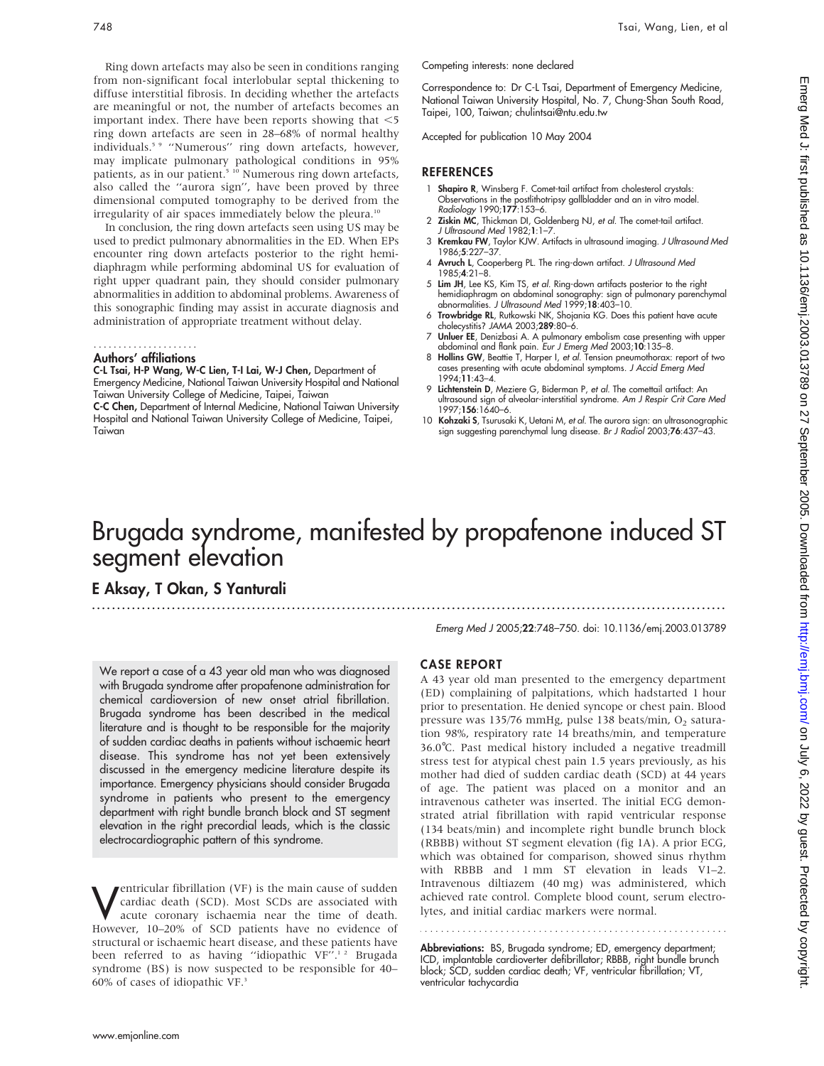Ring down artefacts may also be seen in conditions ranging from non-significant focal interlobular septal thickening to diffuse interstitial fibrosis. In deciding whether the artefacts are meaningful or not, the number of artefacts becomes an important index. There have been reports showing that <5 ring down artefacts are seen in 28–68% of normal healthy individuals.[5 9] "Numerous" ring down artefacts, however, may implicate pulmonary pathological conditions in 95% patients, as in our patient.[5 10] Numerous ring down artefacts, also called the "aurora sign", have been proved by three dimensional computed tomography to be derived from the irregularity of air spaces immediately below the pleura.[10]

In conclusion, the ring down artefacts seen using US may be used to predict pulmonary abnormalities in the ED. When EPs encounter ring down artefacts posterior to the right hemidiaphragm while performing abdominal US for evaluation of right upper quadrant pain, they should consider pulmonary abnormalities in addition to abdominal problems. Awareness of this sonographic finding may assist in accurate diagnosis and administration of appropriate treatment without delay.

### Authors' affiliations

**C-L Tsai, H-P Wang, W-C Lien, T-I Lai, W-J Chen,** Department of Emergency Medicine, National Taiwan University Hospital and National Taiwan University College of Medicine, Taipei, Taiwan
**C-C Chen,** Department of Internal Medicine, National Taiwan University Hospital and National Taiwan University College of Medicine, Taipei, Taiwan

Competing interests: none declared

Correspondence to: Dr C-L Tsai, Department of Emergency Medicine, National Taiwan University Hospital, No. 7, Chung-Shan South Road, Taipei, 100, Taiwan; chulintsai@ntu.edu.tw

Accepted for publication 10 May 2004

## REFERENCES

1. **Shapiro R**, Winsberg F. Comet-tail artifact from cholesterol crystals: Observations in the postlithotripsy gallbladder and an in vitro model. *Radiology* 1990;**177**:153–6.
2. **Ziskin MC**, Thickman DI, Goldenberg NJ, *et al*. The comet-tail artifact. *J Ultrasound Med* 1982;**1**:1–7.
3. **Kremkau FW**, Taylor KJW. Artifacts in ultrasound imaging. *J Ultrasound Med* 1986;**5**:227–37.
4. **Avruch L**, Cooperberg PL. The ring-down artifact. *J Ultrasound Med* 1985;**4**:21–8.
5. **Lim JH**, Lee KS, Kim TS, *et al*. Ring-down artifacts posterior to the right hemidiaphragm on abdominal sonography: sign of pulmonary parenchymal abnormalities. *J Ultrasound Med* 1999;**18**:403–10.
6. **Trowbridge RL**, Rutkowski NK, Shojania KG. Does this patient have acute cholecystitis? *JAMA* 2003;**289**:80–6.
7. **Unluer EE**, Denizbasi A. A pulmonary embolism case presenting with upper abdominal and flank pain. *Eur J Emerg Med* 2003;**10**:135–8.
8. **Hollins GW**, Beattie T, Harper I, *et al*. Tension pneumothorax: report of two cases presenting with acute abdominal symptoms. *J Accid Emerg Med* 1994;**11**:43–4.
9. **Lichtenstein D**, Meziere G, Biderman P, *et al*. The comettail artifact: An ultrasound sign of alveolar-interstitial syndrome. *Am J Respir Crit Care Med* 1997;**156**:1640–6.
10. **Kohzaki S**, Tsurusaki K, Uetani M, *et al*. The aurora sign: an ultrasonographic sign suggesting parenchymal lung disease. *Br J Radiol* 2003;**76**:437–43.

# Brugada syndrome, manifested by propafenone induced ST segment elevation

**E Aksay, T Okan, S Yanturali**

*Emerg Med J* 2005;**22**:748–750. doi: 10.1136/emj.2003.013789

We report a case of a 43 year old man who was diagnosed with Brugada syndrome after propafenone administration for chemical cardioversion of new onset atrial fibrillation. Brugada syndrome has been described in the medical literature and is thought to be responsible for the majority of sudden cardiac deaths in patients without ischaemic heart disease. This syndrome has not yet been extensively discussed in the emergency medicine literature despite its importance. Emergency physicians should consider Brugada syndrome in patients who present to the emergency department with right bundle branch block and ST segment elevation in the right precordial leads, which is the classic electrocardiographic pattern of this syndrome.

Ventricular fibrillation (VF) is the main cause of sudden cardiac death (SCD). Most SCDs are associated with acute coronary ischaemia near the time of death. However, 10–20% of SCD patients have no evidence of structural or ischaemic heart disease, and these patients have been referred to as having "idiopathic VF".[1 2] Brugada syndrome (BS) is now suspected to be responsible for 40–60% of cases of idiopathic VF.[3]

## CASE REPORT

A 43 year old man presented to the emergency department (ED) complaining of palpitations, which hadstarted 1 hour prior to presentation. He denied syncope or chest pain. Blood pressure was 135/76 mmHg, pulse 138 beats/min, $O_2$ saturation 98%, respiratory rate 14 breaths/min, and temperature 36.0°C. Past medical history included a negative treadmill stress test for atypical chest pain 1.5 years previously, as his mother had died of sudden cardiac death (SCD) at 44 years of age. The patient was placed on a monitor and an intravenous catheter was inserted. The initial ECG demonstrated atrial fibrillation with rapid ventricular response (134 beats/min) and incomplete right bundle brunch block (RBBB) without ST segment elevation (fig 1A). A prior ECG, which was obtained for comparison, showed sinus rhythm with RBBB and 1 mm ST elevation in leads V1–2. Intravenous diltiazem (40 mg) was administered, which achieved rate control. Complete blood count, serum electrolytes, and initial cardiac markers were normal.

**Abbreviations:** BS, Brugada syndrome; ED, emergency department; ICD, implantable cardioverter defibrillator; RBBB, right bundle brunch block; SCD, sudden cardiac death; VF, ventricular fibrillation; VT, ventricular tachycardia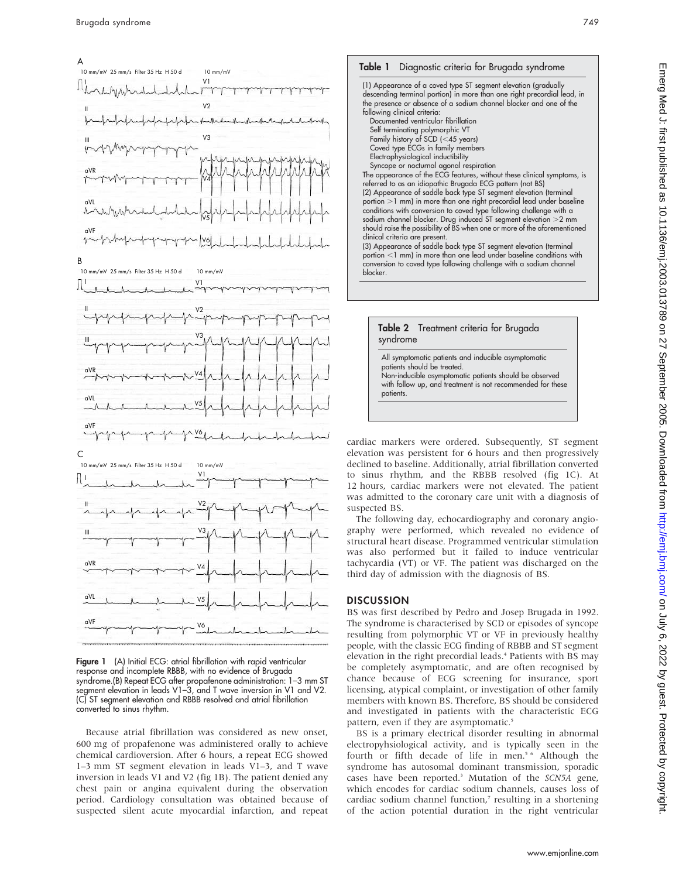Figure 1 (A) Initial ECG: atrial fibrillation with rapid ventricular response and incomplete RBBB, with no evidence of Brugada syndrome.(B) Repeat ECG after propafenone administration: 1–3 mm ST segment elevation in leads V1–3, and T wave inversion in V1 and V2. (C) ST segment elevation and RBBB resolved and atrial fibrillation converted to sinus rhythm.

Because atrial fibrillation was considered as new onset, 600 mg of propafenone was administered orally to achieve chemical cardioversion. After 6 hours, a repeat ECG showed 1–3 mm ST segment elevation in leads V1–3, and T wave inversion in leads V1 and V2 (fig 1B). The patient denied any chest pain or angina equivalent during the observation period. Cardiology consultation was obtained because of suspected silent acute myocardial infarction, and repeat cardiac markers were ordered. Subsequently, ST segment elevation was persistent for 6 hours and then progressively declined to baseline. Additionally, atrial fibrillation converted to sinus rhythm, and the RBBB resolved (fig 1C). At 12 hours, cardiac markers were not elevated. The patient was admitted to the coronary care unit with a diagnosis of suspected BS.

The following day, echocardiography and coronary angiography were performed, which revealed no evidence of structural heart disease. Programmed ventricular stimulation was also performed but it failed to induce ventricular tachycardia (VT) or VF. The patient was discharged on the third day of admission with the diagnosis of BS.

**Table 1** Diagnostic criteria for Brugada syndrome

(1) Appearance of a coved type ST segment elevation (gradually descending terminal portion) in more than one right precordial lead, in the presence or absence of a sodium channel blocker and one of the following clinical criteria:
- Documented ventricular fibrillation
- Self terminating polymorphic VT
- Family history of SCD (<45 years)
- Coved type ECGs in family members
- Electrophysiological inducibility
- Syncope or nocturnal agonal respiration

The appearance of the ECG features, without these clinical symptoms, is referred to as an idiopathic Brugada ECG pattern (not BS)
(2) Appearance of saddle back type ST segment elevation (terminal portion >1 mm) in more than one right precordial lead under baseline conditions with conversion to coved type following challenge with a sodium channel blocker. Drug induced ST segment elevation >2 mm should raise the possibility of BS when one or more of the aforementioned clinical criteria are present.
(3) Appearance of saddle back type ST segment elevation (terminal portion <1 mm) in more than one lead under baseline conditions with conversion to coved type following challenge with a sodium channel blocker.

**Table 2** Treatment criteria for Brugada syndrome

All symptomatic patients and inducible asymptomatic patients should be treated.
Non-inducible asymptomatic patients should be observed with follow up, and treatment is not recommended for these patients.

## DISCUSSION

BS was first described by Pedro and Josep Brugada in 1992. The syndrome is characterised by SCD or episodes of syncope resulting from polymorphic VT or VF in previously healthy people, with the classic ECG finding of RBBB and ST segment elevation in the right precordial leads.[4] Patients with BS may be completely asymptomatic, and are often recognised by chance because of ECG screening for insurance, sport licensing, atypical complaint, or investigation of other family members with known BS. Therefore, BS should be considered and investigated in patients with the characteristic ECG pattern, even if they are asymptomatic.[5]

BS is a primary electrical disorder resulting in abnormal electropyhsiological activity, and is typically seen in the fourth or fifth decade of life in men.[5 6] Although the syndrome has autosomal dominant transmission, sporadic cases have been reported.[3] Mutation of the *SCN5A* gene, which encodes for cardiac sodium channels, causes loss of cardiac sodium channel function,[7] resulting in a shortening of the action potential duration in the right ventricular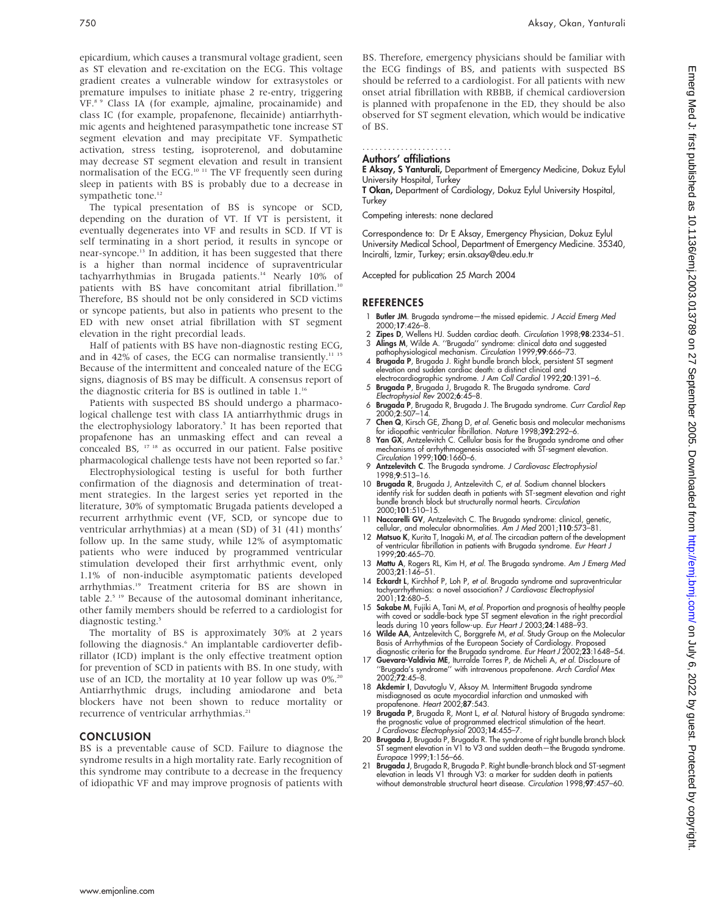epicardium, which causes a transmural voltage gradient, seen as ST elevation and re-excitation on the ECG. This voltage gradient creates a vulnerable window for extrasystoles or premature impulses to initiate phase 2 re-entry, triggering VF.[8 9] Class IA (for example, ajmaline, procainamide) and class IC (for example, propafenone, flecainide) antiarrhythmic agents and heightened parasympathetic tone increase ST segment elevation and may precipitate VF. Sympathetic activation, stress testing, isoproterenol, and dobutamine may decrease ST segment elevation and result in transient normalisation of the ECG.[10 11] The VF frequently seen during sleep in patients with BS is probably due to a decrease in sympathetic tone.[12]

The typical presentation of BS is syncope or SCD, depending on the duration of VT. If VT is persistent, it eventually degenerates into VF and results in SCD. If VT is self terminating in a short period, it results in syncope or near-syncope.[13] In addition, it has been suggested that there is a higher than normal incidence of supraventricular tachyarrhythmias in Brugada patients.[14] Nearly 10% of patients with BS have concomitant atrial fibrillation.[10] Therefore, BS should not be only considered in SCD victims or syncope patients, but also in patients who present to the ED with new onset atrial fibrillation with ST segment elevation in the right precordial leads.

Half of patients with BS have non-diagnostic resting ECG, and in 42% of cases, the ECG can normalise transiently.[11 15] Because of the intermittent and concealed nature of the ECG signs, diagnosis of BS may be difficult. A consensus report of the diagnostic criteria for BS is outlined in table 1.[16]

Patients with suspected BS should undergo a pharmacological challenge test with class IA antiarrhythmic drugs in the electrophysiology laboratory.[5] It has been reported that propafenone has an unmasking effect and can reveal a concealed BS, [17 18] as occurred in our patient. False positive pharmacological challenge tests have not been reported so far.[5]

Electrophysiological testing is useful for both further confirmation of the diagnosis and determination of treatment strategies. In the largest series yet reported in the literature, 30% of symptomatic Brugada patients developed a recurrent arrhythmic event (VF, SCD, or syncope due to ventricular arrhythmias) at a mean (SD) of 31 (41) months' follow up. In the same study, while 12% of asymptomatic patients who were induced by programmed ventricular stimulation developed their first arrhythmic event, only 1.1% of non-inducible asymptomatic patients developed arrhythmias.[19] Treatment criteria for BS are shown in table 2.[5 19] Because of the autosomal dominant inheritance, other family members should be referred to a cardiologist for diagnostic testing.[5]

The mortality of BS is approximately 30% at 2 years following the diagnosis.[6] An implantable cardioverter defibrillator (ICD) implant is the only effective treatment option for prevention of SCD in patients with BS. In one study, with use of an ICD, the mortality at 10 year follow up was 0%.[20] Antiarrhythmic drugs, including amiodarone and beta blockers have not been shown to reduce mortality or recurrence of ventricular arrhythmias.[21]

## CONCLUSION

BS is a preventable cause of SCD. Failure to diagnose the syndrome results in a high mortality rate. Early recognition of this syndrome may contribute to a decrease in the frequency of idiopathic VF and may improve prognosis of patients with BS. Therefore, emergency physicians should be familiar with the ECG findings of BS, and patients with suspected BS should be referred to a cardiologist. For all patients with new onset atrial fibrillation with RBBB, if chemical cardioversion is planned with propafenone in the ED, they should be also observed for ST segment elevation, which would be indicative of BS.

### Authors' affiliations

**E Aksay, S Yanturali,** Department of Emergency Medicine, Dokuz Eylul University Hospital, Turkey

**T Okan,** Department of Cardiology, Dokuz Eylul University Hospital, Turkey

Competing interests: none declared

Correspondence to: Dr E Aksay, Emergency Physician, Dokuz Eylul University Medical School, Department of Emergency Medicine. 35340, Inciralti, Izmir, Turkey; ersin.aksay@deu.edu.tr

Accepted for publication 25 March 2004

## REFERENCES

1. **Butler JM**. Brugada syndrome—the missed epidemic. *J Accid Emerg Med* 2000;**17**:426–8.
2. **Zipes D**, Wellens HJ. Sudden cardiac death. *Circulation* 1998;**98**:2334–51.
3. **Alings M**, Wilde A. ''Brugada'' syndrome: clinical data and suggested pathophysiological mechanism. *Circulation* 1999;**99**:666–73.
4. **Brugada P**, Brugada J. Right bundle branch block, persistent ST segment elevation and sudden cardiac death: a distinct clinical and electrocardiographic syndrome. *J Am Coll Cardiol* 1992;**20**:1391–6.
5. **Brugada P**, Brugada J, Brugada R. The Brugada syndrome. *Card Electrophysiol Rev* 2002;**6**:45–8.
6. **Brugada P**, Brugada R, Brugada J. The Brugada syndrome. *Curr Cardiol Rep* 2000;**2**:507–14.
7. **Chen Q**, Kirsch GE, Zhang D, *et al*. Genetic basis and molecular mechanisms for idiopathic ventricular fibrillation. *Nature* 1998;**392**:292–6.
8. **Yan GX**, Antzelevitch C. Cellular basis for the Brugada syndrome and other mechanisms of arrhythmogenesis associated with ST-segment elevation. *Circulation* 1999;**100**:1660–6.
9. **Antzelevitch C**. The Brugada syndrome. *J Cardiovasc Electrophysiol* 1998;**9**:513–16.
10. **Brugada R**, Brugada J, Antzelevitch C, *et al*. Sodium channel blockers identify risk for sudden death in patients with ST-segment elevation and right bundle branch block but structurally normal hearts. *Circulation* 2000;**101**:510–15.
11. **Naccarelli GV**, Antzelevitch C. The Brugada syndrome: clinical, genetic, cellular, and molecular abnormalities. *Am J Med* 2001;**110**:573–81.
12. **Matsuo K**, Kurita T, Inagaki M, *et al*. The circadian pattern of the development of ventricular fibrillation in patients with Brugada syndrome. *Eur Heart J* 1999;**20**:465–70.
13. **Mattu A**, Rogers RL, Kim H, *et al*. The Brugada syndrome. *Am J Emerg Med* 2003;**21**:146–51.
14. **Eckardt L**, Kirchhof P, Loh P, *et al*. Brugada syndrome and supraventricular tachyarrhythmias: a novel association? *J Cardiovasc Electrophysiol* 2001;**12**:680–5.
15. **Sakabe M**, Fujiki A, Tani M, *et al*. Proportion and prognosis of healthy people with coved or saddle-back type ST segment elevation in the right precordial leads during 10 years follow-up. *Eur Heart J* 2003;**24**:1488–93.
16. **Wilde AA**, Antzelevitch C, Borggrefe M, *et al*. Study Group on the Molecular Basis of Arrhythmias of the European Society of Cardiology. Proposed diagnostic criteria for the Brugada syndrome. *Eur Heart J* 2002;**23**:1648–54.
17. **Guevara-Valdivia ME**, Iturralde Torres P, de Micheli A, *et al*. Disclosure of ''Brugada's syndrome'' with intravenous propafenone. *Arch Cardiol Mex* 2002;**72**:45–8.
18. **Akdemir I**, Davutoglu V, Aksoy M. Intermittent Brugada syndrome misdiagnosed as acute myocardial infarction and unmasked with propafenone. *Heart* 2002;**87**:543.
19. **Brugada P**, Brugada R, Mont L, *et al*. Natural history of Brugada syndrome: the prognostic value of programmed electrical stimulation of the heart. *J Cardiovasc Electrophysiol* 2003;**14**:455–7.
20. **Brugada J**, Brugada P, Brugada R. The syndrome of right bundle branch block ST segment elevation in V1 to V3 and sudden death—the Brugada syndrome. *Europace* 1999;**1**:156–66.
21. **Brugada J**, Brugada R, Brugada P. Right bundle-branch block and ST-segment elevation in leads V1 through V3: a marker for sudden death in patients without demonstrable structural heart disease. *Circulation* 1998;**97**:457–60.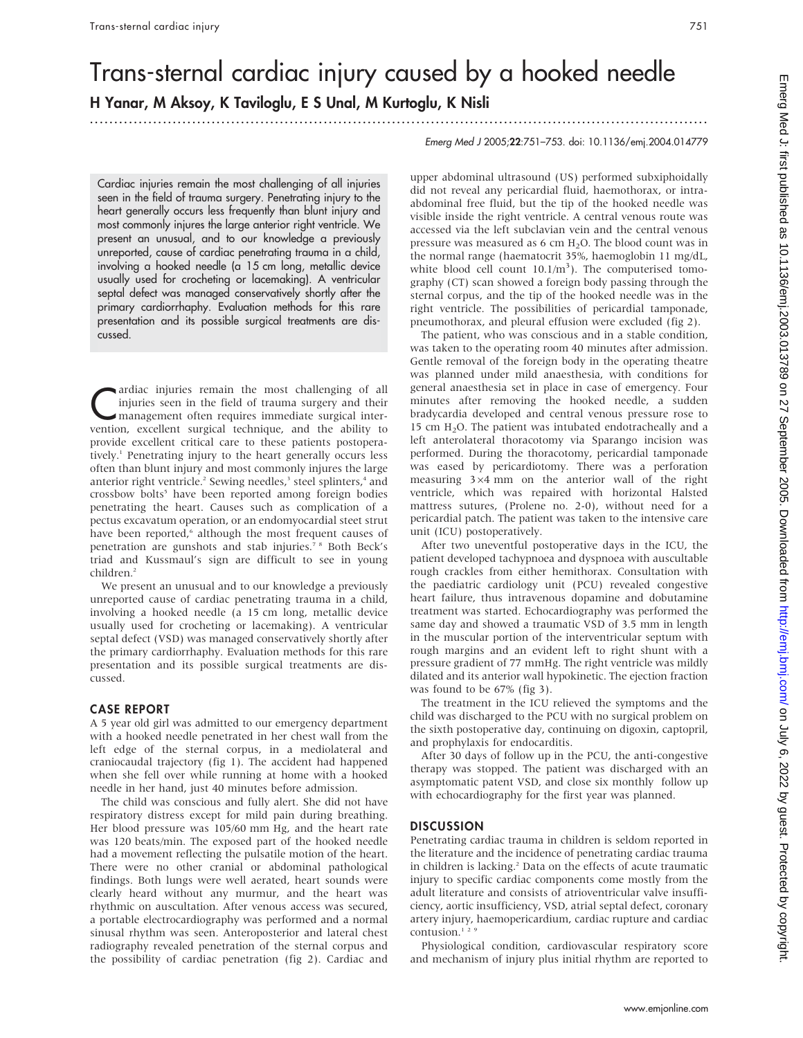# Trans-sternal cardiac injury caused by a hooked needle

**H Yanar, M Aksoy, K Taviloglu, E S Unal, M Kurtoglu, K Nisli**

Emerg Med J 2005;**22**:751–753. doi: 10.1136/emj.2004.014779

Cardiac injuries remain the most challenging of all injuries seen in the field of trauma surgery. Penetrating injury to the heart generally occurs less frequently than blunt injury and most commonly injures the large anterior right ventricle. We present an unusual, and to our knowledge a previously unreported, cause of cardiac penetrating trauma in a child, involving a hooked needle (a 15 cm long, metallic device usually used for crocheting or lacemaking). A ventricular septal defect was managed conservatively shortly after the primary cardiorrhaphy. Evaluation methods for this rare presentation and its possible surgical treatments are discussed.

Cardiac injuries remain the most challenging of all injuries seen in the field of trauma surgery and their management often requires immediate surgical intervention, excellent surgical technique, and the ability to provide excellent critical care to these patients postoperatively.[1] Penetrating injury to the heart generally occurs less often than blunt injury and most commonly injures the large anterior right ventricle.[2] Sewing needles,[3] steel splinters,[4] and crossbow bolts[5] have been reported among foreign bodies penetrating the heart. Causes such as complication of a pectus excavatum operation, or an endomyocardial steet strut have been reported,[6] although the most frequent causes of penetration are gunshots and stab injuries.[7 8] Both Beck's triad and Kussmaul's sign are difficult to see in young children.[2]

We present an unusual and to our knowledge a previously unreported cause of cardiac penetrating trauma in a child, involving a hooked needle (a 15 cm long, metallic device usually used for crocheting or lacemaking). A ventricular septal defect (VSD) was managed conservatively shortly after the primary cardiorrhaphy. Evaluation methods for this rare presentation and its possible surgical treatments are discussed.

## CASE REPORT

A 5 year old girl was admitted to our emergency department with a hooked needle penetrated in her chest wall from the left edge of the sternal corpus, in a mediolateral and craniocaudal trajectory (fig 1). The accident had happened when she fell over while running at home with a hooked needle in her hand, just 40 minutes before admission.

The child was conscious and fully alert. She did not have respiratory distress except for mild pain during breathing. Her blood pressure was 105/60 mm Hg, and the heart rate was 120 beats/min. The exposed part of the hooked needle had a movement reflecting the pulsatile motion of the heart. There were no other cranial or abdominal pathological findings. Both lungs were well aerated, heart sounds were clearly heard without any murmur, and the heart was rhythmic on auscultation. After venous access was secured, a portable electrocardiography was performed and a normal sinusal rhythm was seen. Anteroposterior and lateral chest radiography revealed penetration of the sternal corpus and the possibility of cardiac penetration (fig 2). Cardiac and upper abdominal ultrasound (US) performed subxiphoidally did not reveal any pericardial fluid, haemothorax, or intra-abdominal free fluid, but the tip of the hooked needle was visible inside the right ventricle. A central venous route was accessed via the left subclavian vein and the central venous pressure was measured as 6 cm $H_2O$. The blood count was in the normal range (haematocrit 35%, haemoglobin 11 mg/dL, white blood cell count $10.1/m^3$). The computerised tomography (CT) scan showed a foreign body passing through the sternal corpus, and the tip of the hooked needle was in the right ventricle. The possibilities of pericardial tamponade, pneumothorax, and pleural effusion were excluded (fig 2).

The patient, who was conscious and in a stable condition, was taken to the operating room 40 minutes after admission. Gentle removal of the foreign body in the operating theatre was planned under mild anaesthesia, with conditions for general anaesthesia set in place in case of emergency. Four minutes after removing the hooked needle, a sudden bradycardia developed and central venous pressure rose to 15 cm $H_2O$. The patient was intubated endotracheally and a left anterolateral thoracotomy via Sparango incision was performed. During the thoracotomy, pericardial tamponade was eased by pericardiotomy. There was a perforation measuring 3×4 mm on the anterior wall of the right ventricle, which was repaired with horizontal Halsted mattress sutures, (Prolene no. 2-0), without need for a pericardial patch. The patient was taken to the intensive care unit (ICU) postoperatively.

After two uneventful postoperative days in the ICU, the patient developed tachypnoea and dyspnoea with auscultable rough crackles from either hemithorax. Consultation with the paediatric cardiology unit (PCU) revealed congestive heart failure, thus intravenous dopamine and dobutamine treatment was started. Echocardiography was performed the same day and showed a traumatic VSD of 3.5 mm in length in the muscular portion of the interventricular septum with rough margins and an evident left to right shunt with a pressure gradient of 77 mmHg. The right ventricle was mildly dilated and its anterior wall hypokinetic. The ejection fraction was found to be 67% (fig 3).

The treatment in the ICU relieved the symptoms and the child was discharged to the PCU with no surgical problem on the sixth postoperative day, continuing on digoxin, captopril, and prophylaxis for endocarditis.

After 30 days of follow up in the PCU, the anti-congestive therapy was stopped. The patient was discharged with an asymptomatic patent VSD, and close six monthly follow up with echocardiography for the first year was planned.

## DISCUSSION

Penetrating cardiac trauma in children is seldom reported in the literature and the incidence of penetrating cardiac trauma in children is lacking.[2] Data on the effects of acute traumatic injury to specific cardiac components come mostly from the adult literature and consists of atrioventricular valve insufficiency, aortic insufficiency, VSD, atrial septal defect, coronary artery injury, haemopericardium, cardiac rupture and cardiac contusion.[1 2 9]

Physiological condition, cardiovascular respiratory score and mechanism of injury plus initial rhythm are reported to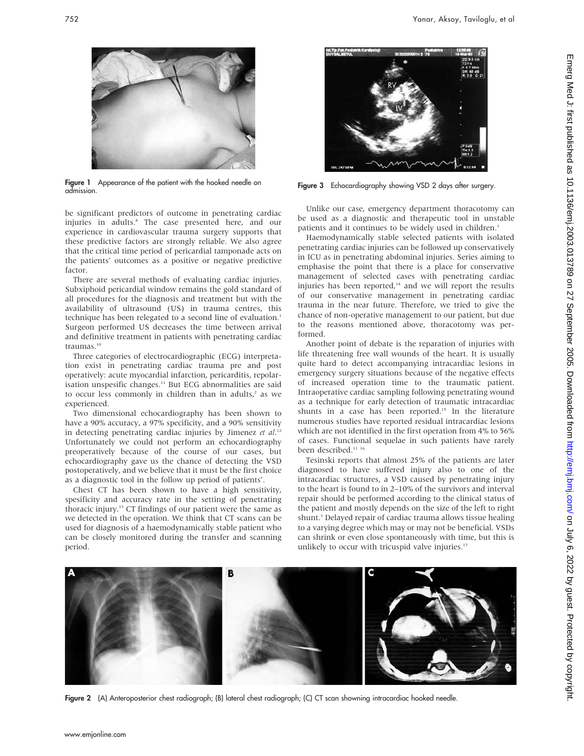Figure 1 Appearance of the patient with the hooked needle on admission.

Figure 3 Echocardiography showing VSD 2 days after surgery.

be significant predictors of outcome in penetrating cardiac injuries in adults.[8] The case presented here, and our experience in cardiovascular trauma surgery supports that these predictive factors are strongly reliable. We also agree that the critical time period of pericardial tamponade acts on the patients' outcomes as a positive or negative predictive factor.

There are several methods of evaluating cardiac injuries. Subxiphoid pericardial window remains the gold standard of all procedures for the diagnosis and treatment but with the availability of ultrasound (US) in trauma centres, this technique has been relegated to a second line of evaluation.[1] Surgeon performed US decreases the time between arrival and definitive treatment in patients with penetrating cardiac traumas.[10]

Three categories of electrocardiographic (ECG) interpretation exist in penetrating cardiac trauma pre and post operatively: acute myocardial infarction, pericarditis, repolarisation unspesific changes.[11] But ECG abnormalities are said to occur less commonly in children than in adults,[2] as we experienced.

Two dimensional echocardiography has been shown to have a 90% accuracy, a 97% specificity, and a 90% sensitivity in detecting penetrating cardiac injuries by Jimenez *et al*.[12] Unfortunately we could not perform an echocardiography preoperatively because of the course of our cases, but echocardiography gave us the chance of detecting the VSD postoperatively, and we believe that it must be the first choice as a diagnostic tool in the follow up period of patients'.

Chest CT has been shown to have a high sensitivity, spesificity and accuracy rate in the setting of penetrating thoracic injury.[13] CT findings of our patient were the same as we detected in the operation. We think that CT scans can be used for diagnosis of a haemodynamically stable patient who can be closely monitored during the transfer and scanning period.

Unlike our case, emergency department thoracotomy can be used as a diagnostic and therapeutic tool in unstable patients and it continues to be widely used in children.[1]

Haemodynamically stable selected patients with isolated penetrating cardiac injuries can be followed up conservatively in ICU as in penetrating abdominal injuries. Series aiming to emphasise the point that there is a place for conservative management of selected cases with penetrating cardiac injuries has been reported,[14] and we will report the results of our conservative management in penetrating cardiac trauma in the near future. Therefore, we tried to give the chance of non-operative management to our patient, but due to the reasons mentioned above, thoracotomy was performed.

Another point of debate is the reparation of injuries with life threatening free wall wounds of the heart. It is usually quite hard to detect accompanying intracardiac lesions in emergency surgery situations because of the negative effects of increased operation time to the traumatic patient. Intraoperative cardiac sampling following penetrating wound as a technique for early detection of traumatic intracardiac shunts in a case has been reported.[15] In the literature numerous studies have reported residual intracardiac lesions which are not identified in the first operation from 4% to 56% of cases. Functional sequelae in such patients have rarely been described.[11 16]

Tesinski reports that almost 25% of the patients are later diagnosed to have suffered injury also to one of the intracardiac structures, a VSD caused by penetrating injury to the heart is found to in 2–10% of the survivors and interval repair should be performed according to the clinical status of the patient and mostly depends on the size of the left to right shunt.[3] Delayed repair of cardiac trauma allows tissue healing to a varying degree which may or may not be beneficial. VSDs can shrink or even close spontaneously with time, but this is unlikely to occur with tricuspid valve injuries.[17]

Figure 2 (A) Anteroposterior chest radiograph; (B) lateral chest radiograph; (C) CT scan showning intracardiac hooked needle.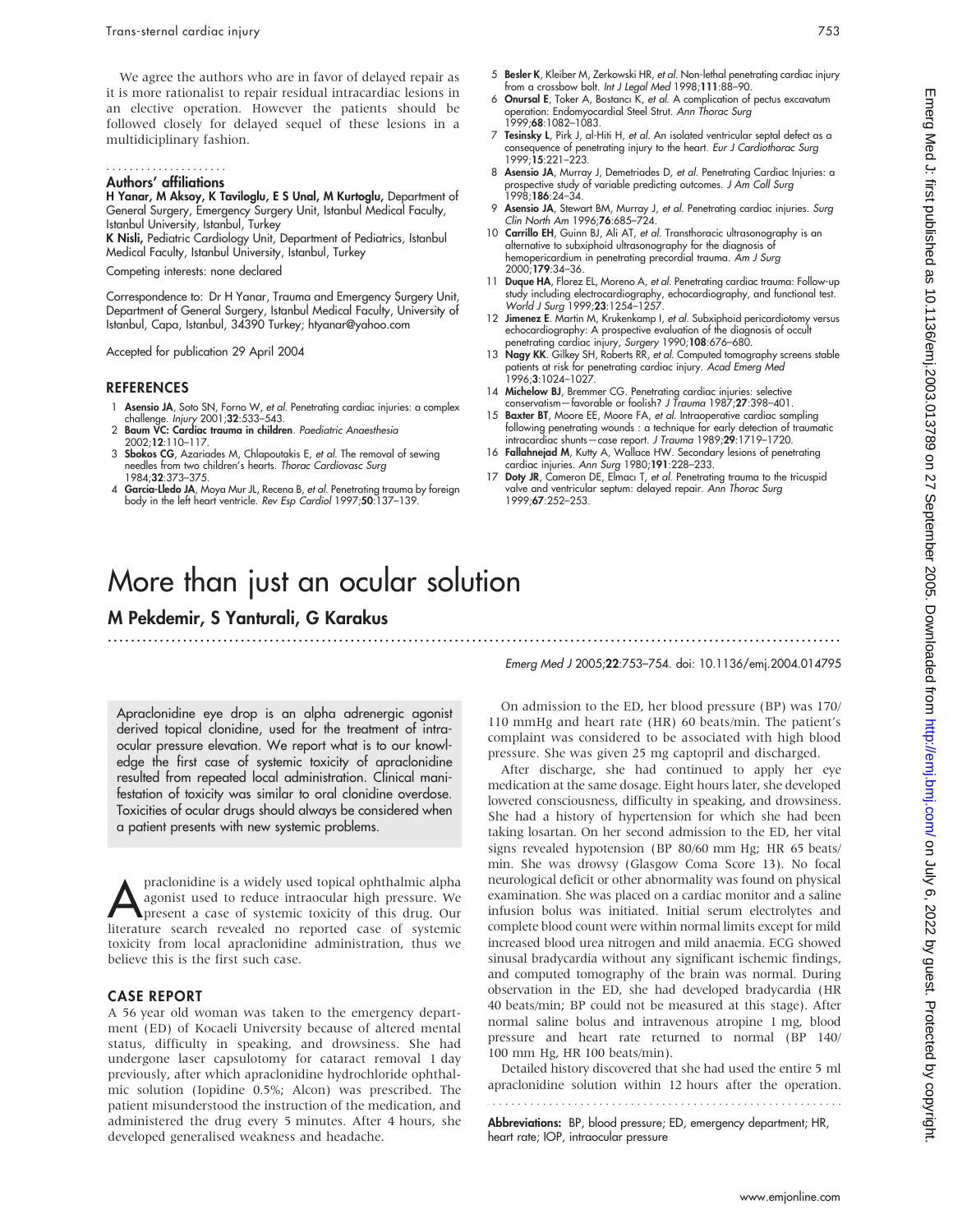We agree the authors who are in favor of delayed repair as it is more rationalist to repair residual intracardiac lesions in an elective operation. However the patients should be followed closely for delayed sequel of these lesions in a multidiciplinary fashion.

### Authors' affiliations

**H Yanar, M Aksoy, K Taviloglu, E S Unal, M Kurtoglu,** Department of General Surgery, Emergency Surgery Unit, Istanbul Medical Faculty, Istanbul University, Istanbul, Turkey
**K Nisli,** Pediatric Cardiology Unit, Department of Pediatrics, Istanbul Medical Faculty, Istanbul University, Istanbul, Turkey

Competing interests: none declared

Correspondence to: Dr H Yanar, Trauma and Emergency Surgery Unit, Department of General Surgery, Istanbul Medical Faculty, University of Istanbul, Capa, Istanbul, 34390 Turkey; htyanar@yahoo.com

Accepted for publication 29 April 2004

## REFERENCES

1. **Asensio JA**, Soto SN, Forno W, *et al*. Penetrating cardiac injuries: a complex challenge. *Injury* 2001;**32**:533–543.
2. **Baum VC: Cardiac trauma in children**. *Paediatric Anaesthesia* 2002;**12**:110–117.
3. **Sbokos CG**, Azariades M, Chlapoutakis E, *et al*. The removal of sewing needles from two children's hearts. *Thorac Cardiovasc Surg* 1984;**32**:373–375.
4. **Garcia-Lledo JA**, Moya Mur JL, Recena B, *et al*. Penetrating trauma by foreign body in the left heart ventricle. *Rev Esp Cardiol* 1997;**50**:137–139.
5. **Besler K**, Kleiber M, Zerkowski HR, *et al*. Non-lethal penetrating cardiac injury from a crossbow bolt. *Int J Legal Med* 1998;**111**:88–90.
6. **Onursal E**, Toker A, Bostancı K, *et al*. A complication of pectus excavatum operation: Endomyocardial Steel Strut. *Ann Thorac Surg* 1999;**68**:1082–1083.
7. **Tesinsky L**, Pirk J, al-Hiti H, *et al*. An isolated ventricular septal defect as a consequence of penetrating injury to the heart. *Eur J Cardiothorac Surg* 1999;**15**:221–223.
8. **Asensio JA**, Murray J, Demetriades D, *et al*. Penetrating Cardiac Injuries: a prospective study of variable predicting outcomes. *J Am Coll Surg* 1998;**186**:24–34.
9. **Asensio JA**, Stewart BM, Murray J, *et al*. Penetrating cardiac injuries. *Surg Clin North Am* 1996;**76**:685–724.
10. **Carrillo EH**, Guinn BJ, Ali AT, *et al*. Transthoracic ultrasonography is an alternative to subxiphoid ultrasonography for the diagnosis of hemopericardium in penetrating precordial trauma. *Am J Surg* 2000;**179**:34–36.
11. **Duque HA**, Florez EL, Moreno A, *et al*. Penetrating cardiac trauma: Follow-up study including electrocardiography, echocardiography, and functional test. *World J Surg* 1999;**23**:1254–1257.
12. **Jimenez E**. Martin M, Krukenkamp I, *et al*. Subxiphoid pericardiotomy versus echocardiography: A prospective evaluation of the diagnosis of occult penetrating cardiac injury, *Surgery* 1990;**108**:676–680.
13. **Nagy KK**. Gilkey SH, Roberts RR, *et al*. Computed tomography screens stable patients at risk for penetrating cardiac injury. *Acad Emerg Med* 1996;**3**:1024–1027.
14. **Michelow BJ**, Bremmer CG. Penetrating cardiac injuries: selective conservatism—favorable or foolish? *J Trauma* 1987;**27**:398–401.
15. **Baxter BT**, Moore EE, Moore FA, *et al*. Intraoperative cardiac sampling following penetrating wounds : a technique for early detection of traumatic intracardiac shunts—case report. *J Trauma* 1989;**29**:1719–1720.
16. **Fallahnejad M**, Kutty A, Wallace HW. Secondary lesions of penetrating cardiac injuries. *Ann Surg* 1980;**191**:228–233.
17. **Doty JR**, Cameron DE, Elmacı T, *et al*. Penetrating trauma to the tricuspid valve and ventricular septum: delayed repair. *Ann Thorac Surg* 1999;**67**:252–253.

# More than just an ocular solution

## M Pekdemir, S Yanturali, G Karakus

*Emerg Med J* 2005;**22**:753–754. doi: 10.1136/emj.2004.014795

Apraclonidine eye drop is an alpha adrenergic agonist derived topical clonidine, used for the treatment of intraocular pressure elevation. We report what is to our knowledge the first case of systemic toxicity of apraclonidine resulted from repeated local administration. Clinical manifestation of toxicity was similar to oral clonidine overdose. Toxicities of ocular drugs should always be considered when a patient presents with new systemic problems.

Apraclonidine is a widely used topical ophthalmic alpha agonist used to reduce intraocular high pressure. We present a case of systemic toxicity of this drug. Our literature search revealed no reported case of systemic toxicity from local apraclonidine administration, thus we believe this is the first such case.

## CASE REPORT

A 56 year old woman was taken to the emergency department (ED) of Kocaeli University because of altered mental status, difficulty in speaking, and drowsiness. She had undergone laser capsulotomy for cataract removal 1 day previously, after which apraclonidine hydrochloride ophthalmic solution (Iopidine 0.5%; Alcon) was prescribed. The patient misunderstood the instruction of the medication, and administered the drug every 5 minutes. After 4 hours, she developed generalised weakness and headache.

On admission to the ED, her blood pressure (BP) was 170/110 mmHg and heart rate (HR) 60 beats/min. The patient's complaint was considered to be associated with high blood pressure. She was given 25 mg captopril and discharged.

After discharge, she had continued to apply her eye medication at the same dosage. Eight hours later, she developed lowered consciousness, difficulty in speaking, and drowsiness. She had a history of hypertension for which she had been taking losartan. On her second admission to the ED, her vital signs revealed hypotension (BP 80/60 mm Hg; HR 65 beats/min. She was drowsy (Glasgow Coma Score 13). No focal neurological deficit or other abnormality was found on physical examination. She was placed on a cardiac monitor and a saline infusion bolus was initiated. Initial serum electrolytes and complete blood count were within normal limits except for mild increased blood urea nitrogen and mild anaemia. ECG showed sinusal bradycardia without any significant ischemic findings, and computed tomography of the brain was normal. During observation in the ED, she had developed bradycardia (HR 40 beats/min; BP could not be measured at this stage). After normal saline bolus and intravenous atropine 1 mg, blood pressure and heart rate returned to normal (BP 140/100 mm Hg, HR 100 beats/min).

Detailed history discovered that she had used the entire 5 ml apraclonidine solution within 12 hours after the operation.

**Abbreviations:** BP, blood pressure; ED, emergency department; HR, heart rate; IOP, intraocular pressure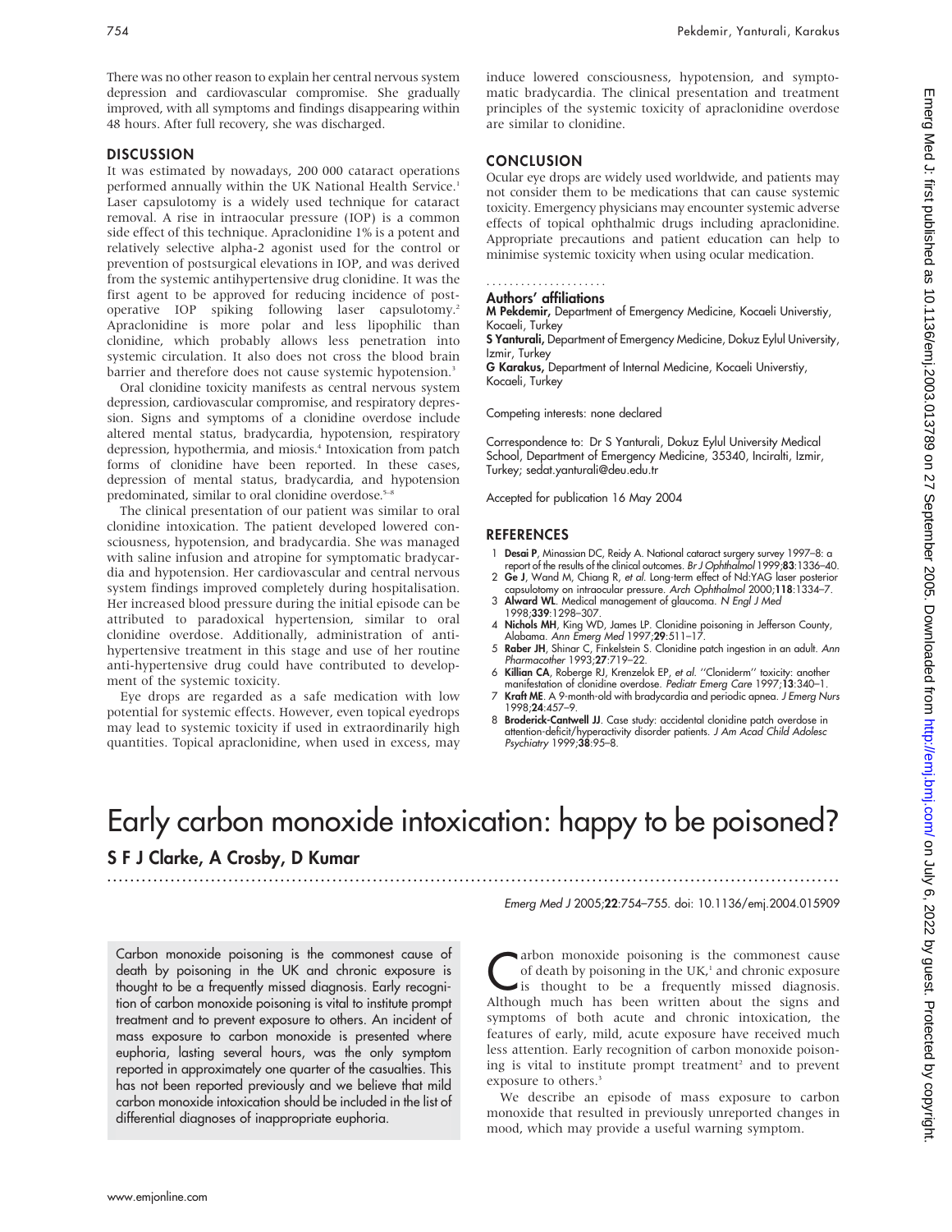There was no other reason to explain her central nervous system depression and cardiovascular compromise. She gradually improved, with all symptoms and findings disappearing within 48 hours. After full recovery, she was discharged.

## DISCUSSION

It was estimated by nowadays, 200 000 cataract operations performed annually within the UK National Health Service.[1] Laser capsulotomy is a widely used technique for cataract removal. A rise in intraocular pressure (IOP) is a common side effect of this technique. Apraclonidine 1% is a potent and relatively selective alpha-2 agonist used for the control or prevention of postsurgical elevations in IOP, and was derived from the systemic antihypertensive drug clonidine. It was the first agent to be approved for reducing incidence of post-operative IOP spiking following laser capsulotomy.[2] Apraclonidine is more polar and less lipophilic than clonidine, which probably allows less penetration into systemic circulation. It also does not cross the blood brain barrier and therefore does not cause systemic hypotension.[3]

Oral clonidine toxicity manifests as central nervous system depression, cardiovascular compromise, and respiratory depression. Signs and symptoms of a clonidine overdose include altered mental status, bradycardia, hypotension, respiratory depression, hypothermia, and miosis.[4] Intoxication from patch forms of clonidine have been reported. In these cases, depression of mental status, bradycardia, and hypotension predominated, similar to oral clonidine overdose.[5–8]

The clinical presentation of our patient was similar to oral clonidine intoxication. The patient developed lowered consciousness, hypotension, and bradycardia. She was managed with saline infusion and atropine for symptomatic bradycardia and hypotension. Her cardiovascular and central nervous system findings improved completely during hospitalisation. Her increased blood pressure during the initial episode can be attributed to paradoxical hypertension, similar to oral clonidine overdose. Additionally, administration of anti-hypertensive treatment in this stage and use of her routine anti-hypertensive drug could have contributed to development of the systemic toxicity.

Eye drops are regarded as a safe medication with low potential for systemic effects. However, even topical eyedrops may lead to systemic toxicity if used in extraordinarily high quantities. Topical apraclonidine, when used in excess, may induce lowered consciousness, hypotension, and symptomatic bradycardia. The clinical presentation and treatment principles of the systemic toxicity of apraclonidine overdose are similar to clonidine.

## CONCLUSION

Ocular eye drops are widely used worldwide, and patients may not consider them to be medications that can cause systemic toxicity. Emergency physicians may encounter systemic adverse effects of topical ophthalmic drugs including apraclonidine. Appropriate precautions and patient education can help to minimise systemic toxicity when using ocular medication.

### Authors' affiliations

**M Pekdemir,** Department of Emergency Medicine, Kocaeli Universtiy, Kocaeli, Turkey

**S Yanturali,** Department of Emergency Medicine, Dokuz Eylul University, Izmir, Turkey

**G Karakus,** Department of Internal Medicine, Kocaeli Universtiy, Kocaeli, Turkey

Competing interests: none declared

Correspondence to: Dr S Yanturali, Dokuz Eylul University Medical School, Department of Emergency Medicine, 35340, Inciralti, Izmir, Turkey; sedat.yanturali@deu.edu.tr

Accepted for publication 16 May 2004

## REFERENCES

1. **Desai P**, Minassian DC, Reidy A. National cataract surgery survey 1997–8: a report of the results of the clinical outcomes. *Br J Ophthalmol* 1999;**83**:1336–40.
2. **Ge J**, Wand M, Chiang R, *et al*. Long-term effect of Nd:YAG laser posterior capsulotomy on intraocular pressure. *Arch Ophthalmol* 2000;**118**:1334–7.
3. **Alward WL**. Medical management of glaucoma. *N Engl J Med* 1998;**339**:1298–307.
4. **Nichols MH**, King WD, James LP. Clonidine poisoning in Jefferson County, Alabama. *Ann Emerg Med* 1997;**29**:511–17.
5. **Raber JH**, Shinar C, Finkelstein S. Clonidine patch ingestion in an adult. *Ann Pharmacother* 1993;**27**:719–22.
6. **Killian CA**, Roberge RJ, Krenzelok EP, *et al*. ''Cloniderm'' toxicity: another manifestation of clonidine overdose. *Pediatr Emerg Care* 1997;**13**:340–1.
7. **Kraft ME**. A 9-month-old with bradycardia and periodic apnea. *J Emerg Nurs* 1998;**24**:457–9.
8. **Broderick-Cantwell JJ**. Case study: accidental clonidine patch overdose in attention-deficit/hyperactivity disorder patients. *J Am Acad Child Adolesc Psychiatry* 1999;**38**:95–8.

# Early carbon monoxide intoxication: happy to be poisoned?

**S F J Clarke, A Crosby, D Kumar**

*Emerg Med J* 2005;**22**:754–755. doi: 10.1136/emj.2004.015909

Carbon monoxide poisoning is the commonest cause of death by poisoning in the UK and chronic exposure is thought to be a frequently missed diagnosis. Early recognition of carbon monoxide poisoning is vital to institute prompt treatment and to prevent exposure to others. An incident of mass exposure to carbon monoxide is presented where euphoria, lasting several hours, was the only symptom reported in approximately one quarter of the casualties. This has not been reported previously and we believe that mild carbon monoxide intoxication should be included in the list of differential diagnoses of inappropriate euphoria.

Carbon monoxide poisoning is the commonest cause of death by poisoning in the UK,[1] and chronic exposure is thought to be a frequently missed diagnosis. Although much has been written about the signs and symptoms of both acute and chronic intoxication, the features of early, mild, acute exposure have received much less attention. Early recognition of carbon monoxide poisoning is vital to institute prompt treatment[2] and to prevent exposure to others.[3]

We describe an episode of mass exposure to carbon monoxide that resulted in previously unreported changes in mood, which may provide a useful warning symptom.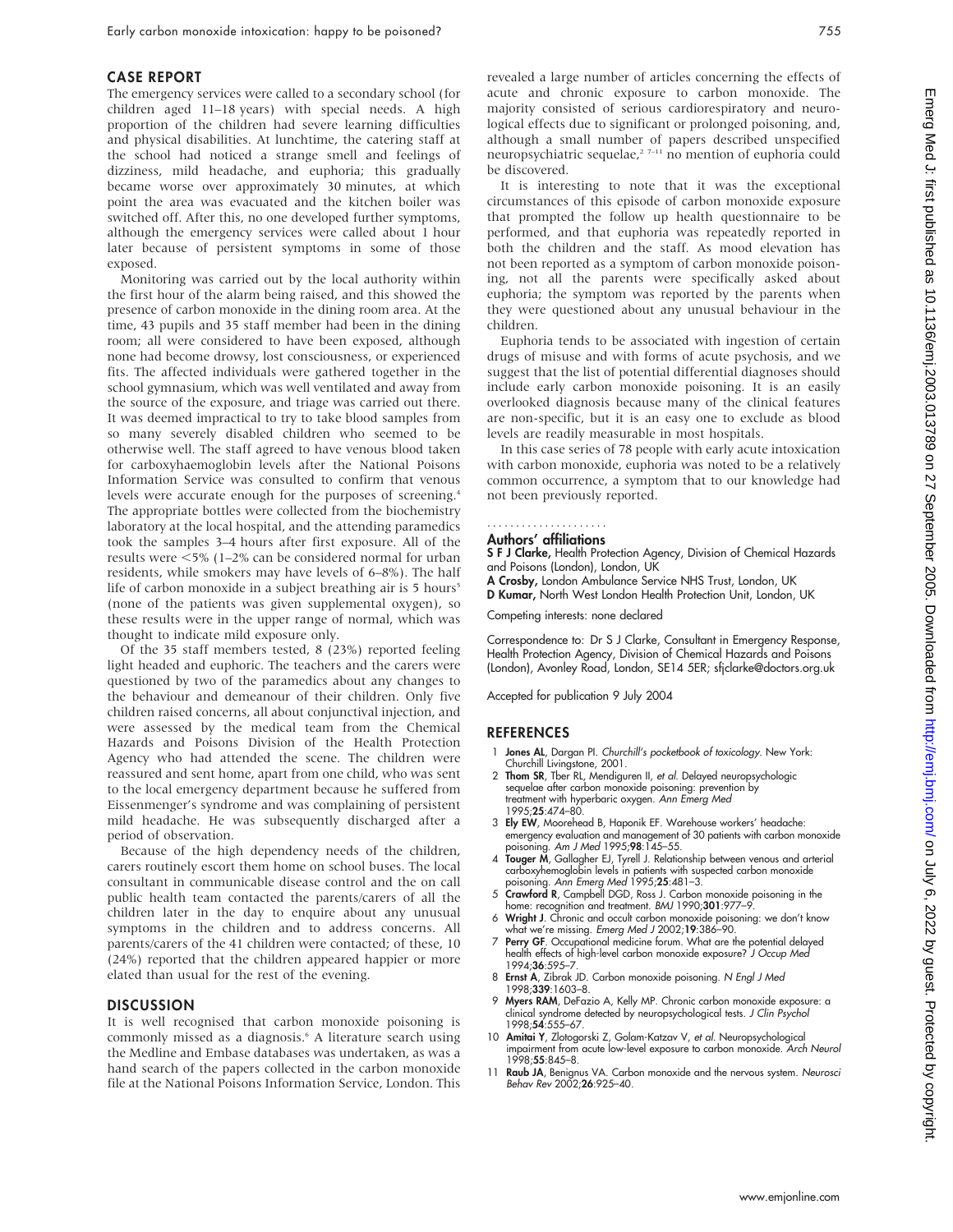## CASE REPORT

The emergency services were called to a secondary school (for children aged 11–18 years) with special needs. A high proportion of the children had severe learning difficulties and physical disabilities. At lunchtime, the catering staff at the school had noticed a strange smell and feelings of dizziness, mild headache, and euphoria; this gradually became worse over approximately 30 minutes, at which point the area was evacuated and the kitchen boiler was switched off. After this, no one developed further symptoms, although the emergency services were called about 1 hour later because of persistent symptoms in some of those exposed.

Monitoring was carried out by the local authority within the first hour of the alarm being raised, and this showed the presence of carbon monoxide in the dining room area. At the time, 43 pupils and 35 staff member had been in the dining room; all were considered to have been exposed, although none had become drowsy, lost consciousness, or experienced fits. The affected individuals were gathered together in the school gymnasium, which was well ventilated and away from the source of the exposure, and triage was carried out there. It was deemed impractical to try to take blood samples from so many severely disabled children who seemed to be otherwise well. The staff agreed to have venous blood taken for carboxyhaemoglobin levels after the National Poisons Information Service was consulted to confirm that venous levels were accurate enough for the purposes of screening.[4] The appropriate bottles were collected from the biochemistry laboratory at the local hospital, and the attending paramedics took the samples 3–4 hours after first exposure. All of the results were $<5\%$ (1–2% can be considered normal for urban residents, while smokers may have levels of 6–8%). The half life of carbon monoxide in a subject breathing air is 5 hours[5] (none of the patients was given supplemental oxygen), so these results were in the upper range of normal, which was thought to indicate mild exposure only.

Of the 35 staff members tested, 8 (23%) reported feeling light headed and euphoric. The teachers and the carers were questioned by two of the paramedics about any changes to the behaviour and demeanour of their children. Only five children raised concerns, all about conjunctival injection, and were assessed by the medical team from the Chemical Hazards and Poisons Division of the Health Protection Agency who had attended the scene. The children were reassured and sent home, apart from one child, who was sent to the local emergency department because he suffered from Eissenmenger's syndrome and was complaining of persistent mild headache. He was subsequently discharged after a period of observation.

Because of the high dependency needs of the children, carers routinely escort them home on school buses. The local consultant in communicable disease control and the on call public health team contacted the parents/carers of all the children later in the day to enquire about any unusual symptoms in the children and to address concerns. All parents/carers of the 41 children were contacted; of these, 10 (24%) reported that the children appeared happier or more elated than usual for the rest of the evening.

## DISCUSSION

It is well recognised that carbon monoxide poisoning is commonly missed as a diagnosis.[6] A literature search using the Medline and Embase databases was undertaken, as was a hand search of the papers collected in the carbon monoxide file at the National Poisons Information Service, London. This revealed a large number of articles concerning the effects of acute and chronic exposure to carbon monoxide. The majority consisted of serious cardiorespiratory and neurological effects due to significant or prolonged poisoning, and, although a small number of papers described unspecified neuropsychiatric sequelae,[2 7–11] no mention of euphoria could be discovered.

It is interesting to note that it was the exceptional circumstances of this episode of carbon monoxide exposure that prompted the follow up health questionnaire to be performed, and that euphoria was repeatedly reported in both the children and the staff. As mood elevation has not been reported as a symptom of carbon monoxide poisoning, not all the parents were specifically asked about euphoria; the symptom was reported by the parents when they were questioned about any unusual behaviour in the children.

Euphoria tends to be associated with ingestion of certain drugs of misuse and with forms of acute psychosis, and we suggest that the list of potential differential diagnoses should include early carbon monoxide poisoning. It is an easily overlooked diagnosis because many of the clinical features are non-specific, but it is an easy one to exclude as blood levels are readily measurable in most hospitals.

In this case series of 78 people with early acute intoxication with carbon monoxide, euphoria was noted to be a relatively common occurrence, a symptom that to our knowledge had not been previously reported.

### Authors' affiliations

**S F J Clarke,** Health Protection Agency, Division of Chemical Hazards and Poisons (London), London, UK
**A Crosby,** London Ambulance Service NHS Trust, London, UK
**D Kumar,** North West London Health Protection Unit, London, UK

Competing interests: none declared

Correspondence to: Dr S J Clarke, Consultant in Emergency Response, Health Protection Agency, Division of Chemical Hazards and Poisons (London), Avonley Road, London, SE14 5ER; sfjclarke@doctors.org.uk

Accepted for publication 9 July 2004

## REFERENCES

1. **Jones AL**, Dargan PI. *Churchill's pocketbook of toxicology*. New York: Churchill Livingstone, 2001.
2. **Thom SR**, Tber RL, Mendiguren II, *et al*. Delayed neuropsychologic sequelae after carbon monoxide poisoning: prevention by treatment with hyperbaric oxygen. *Ann Emerg Med* 1995;**25**:474–80.
3. **Ely EW**, Moorehead B, Haponik EF. Warehouse workers' headache: emergency evaluation and management of 30 patients with carbon monoxide poisoning. *Am J Med* 1995;**98**:145–55.
4. **Touger M**, Gallagher EJ, Tyrell J. Relationship between venous and arterial carboxyhemoglobin levels in patients with suspected carbon monoxide poisoning. *Ann Emerg Med* 1995;**25**:481–3.
5. **Crawford R**, Campbell DGD, Ross J. Carbon monoxide poisoning in the home: recognition and treatment. *BMJ* 1990;**301**:977–9.
6. **Wright J**. Chronic and occult carbon monoxide poisoning: we don't know what we're missing. *Emerg Med J* 2002;**19**:386–90.
7. **Perry GF**. Occupational medicine forum. What are the potential delayed health effects of high-level carbon monoxide exposure? *J Occup Med* 1994;**36**:595–7.
8. **Ernst A**, Zibrak JD. Carbon monoxide poisoning. *N Engl J Med* 1998;**339**:1603–8.
9. **Myers RAM**, DeFazio A, Kelly MP. Chronic carbon monoxide exposure: a clinical syndrome detected by neuropsychological tests. *J Clin Psychol* 1998;**54**:555–67.
10. **Amitai Y**, Zlotogorski Z, Golam-Katzav V, *et al*. Neuropsychological impairment from acute low-level exposure to carbon monoxide. *Arch Neurol* 1998;**55**:845–8.
11. **Raub JA**, Benignus VA. Carbon monoxide and the nervous system. *Neurosci Behav Rev* 2002;**26**:925–40.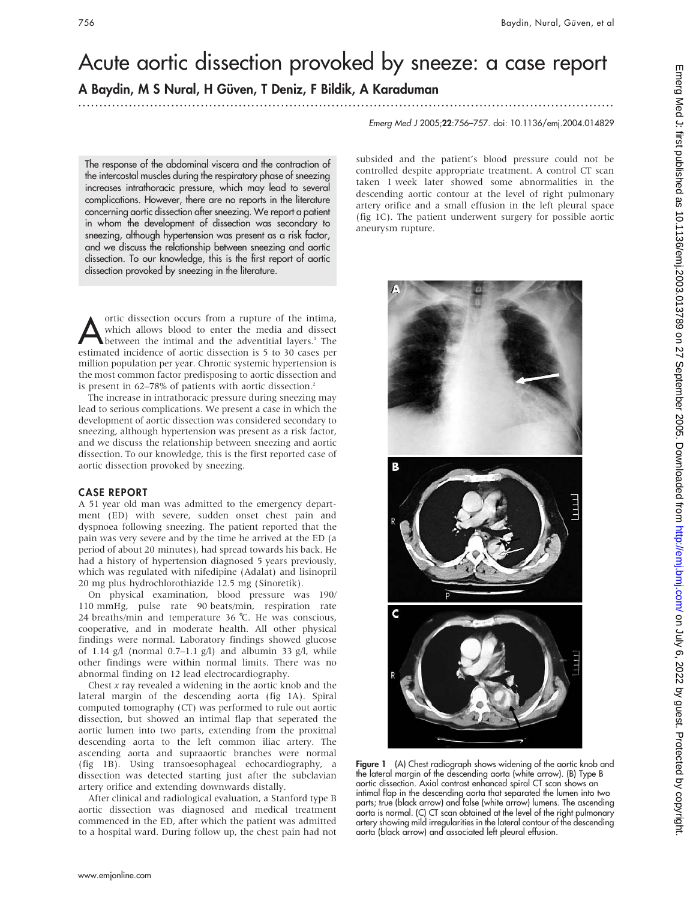# Acute aortic dissection provoked by sneeze: a case report

**A Baydin, M S Nural, H Güven, T Deniz, F Bildik, A Karaduman**

*Emerg Med J* 2005;**22**:756–757. doi: 10.1136/emj.2004.014829

The response of the abdominal viscera and the contraction of the intercostal muscles during the respiratory phase of sneezing increases intrathoracic pressure, which may lead to several complications. However, there are no reports in the literature concerning aortic dissection after sneezing. We report a patient in whom the development of dissection was secondary to sneezing, although hypertension was present as a risk factor, and we discuss the relationship between sneezing and aortic dissection. To our knowledge, this is the first report of aortic dissection provoked by sneezing in the literature.

Aortic dissection occurs from a rupture of the intima, which allows blood to enter the media and dissect between the intimal and the adventitial layers.[1] The estimated incidence of aortic dissection is 5 to 30 cases per million population per year. Chronic systemic hypertension is the most common factor predisposing to aortic dissection and is present in 62–78% of patients with aortic dissection.[2]

The increase in intrathoracic pressure during sneezing may lead to serious complications. We present a case in which the development of aortic dissection was considered secondary to sneezing, although hypertension was present as a risk factor, and we discuss the relationship between sneezing and aortic dissection. To our knowledge, this is the first reported case of aortic dissection provoked by sneezing.

## CASE REPORT

A 51 year old man was admitted to the emergency department (ED) with severe, sudden onset chest pain and dyspnoea following sneezing. The patient reported that the pain was very severe and by the time he arrived at the ED (a period of about 20 minutes), had spread towards his back. He had a history of hypertension diagnosed 5 years previously, which was regulated with nifedipine (Adalat) and lisinopril 20 mg plus hydrochlorothiazide 12.5 mg (Sinoretik).

On physical examination, blood pressure was 190/110 mmHg, pulse rate 90 beats/min, respiration rate 24 breaths/min and temperature 36 ℃. He was conscious, cooperative, and in moderate health. All other physical findings were normal. Laboratory findings showed glucose of 1.14 g/l (normal 0.7–1.1 g/l) and albumin 33 g/l, while other findings were within normal limits. There was no abnormal finding on 12 lead electrocardiography.

Chest *x* ray revealed a widening in the aortic knob and the lateral margin of the descending aorta (fig 1A). Spiral computed tomography (CT) was performed to rule out aortic dissection, but showed an intimal flap that seperated the aortic lumen into two parts, extending from the proximal descending aorta to the left common iliac artery. The ascending aorta and supraaortic branches were normal (fig 1B). Using transoesophageal echocardiography, a dissection was detected starting just after the subclavian artery orifice and extending downwards distally.

After clinical and radiological evaluation, a Stanford type B aortic dissection was diagnosed and medical treatment commenced in the ED, after which the patient was admitted to a hospital ward. During follow up, the chest pain had not subsided and the patient's blood pressure could not be controlled despite appropriate treatment. A control CT scan taken 1 week later showed some abnormalities in the descending aortic contour at the level of right pulmonary artery orifice and a small effusion in the left pleural space (fig 1C). The patient underwent surgery for possible aortic aneurysm rupture.

**Figure 1** (A) Chest radiograph shows widening of the aortic knob and the lateral margin of the descending aorta (white arrow). (B) Type B aortic dissection. Axial contrast enhanced spiral CT scan shows an intimal flap in the descending aorta that separated the lumen into two parts; true (black arrow) and false (white arrow) lumens. The ascending aorta is normal. (C) CT scan obtained at the level of the right pulmonary artery showing mild irregularities in the lateral contour of the descending aorta (black arrow) and associated left pleural effusion.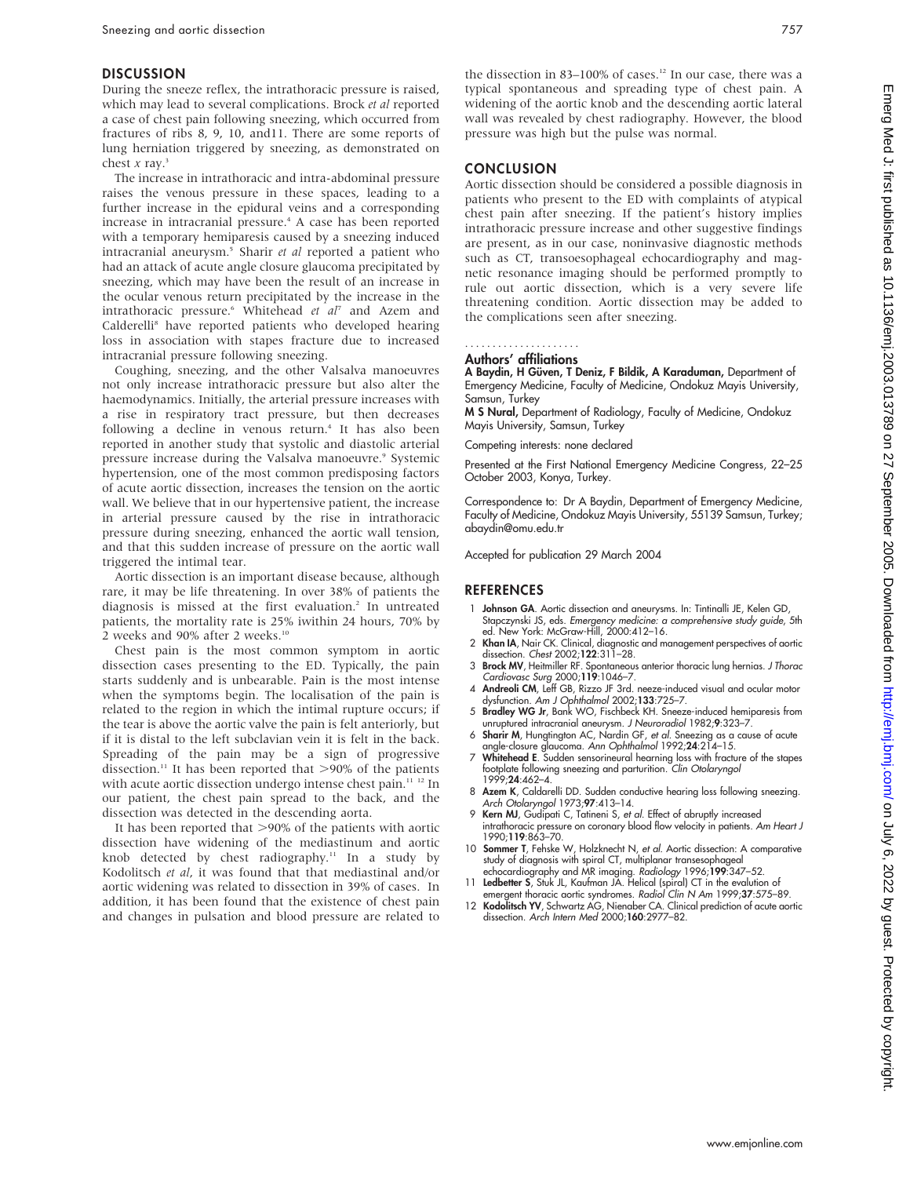## DISCUSSION

During the sneeze reflex, the intrathoracic pressure is raised, which may lead to several complications. Brock *et al* reported a case of chest pain following sneezing, which occurred from fractures of ribs 8, 9, 10, and11. There are some reports of lung herniation triggered by sneezing, as demonstrated on chest *x* ray.[3]

The increase in intrathoracic and intra-abdominal pressure raises the venous pressure in these spaces, leading to a further increase in the epidural veins and a corresponding increase in intracranial pressure.[4] A case has been reported with a temporary hemiparesis caused by a sneezing induced intracranial aneurysm.[5] Sharir *et al* reported a patient who had an attack of acute angle closure glaucoma precipitated by sneezing, which may have been the result of an increase in the ocular venous return precipitated by the increase in the intrathoracic pressure.[6] Whitehead *et al*[7] and Azem and Calderelli[8] have reported patients who developed hearing loss in association with stapes fracture due to increased intracranial pressure following sneezing.

Coughing, sneezing, and the other Valsalva manoeuvres not only increase intrathoracic pressure but also alter the haemodynamics. Initially, the arterial pressure increases with a rise in respiratory tract pressure, but then decreases following a decline in venous return.[4] It has also been reported in another study that systolic and diastolic arterial pressure increase during the Valsalva manoeuvre.[9] Systemic hypertension, one of the most common predisposing factors of acute aortic dissection, increases the tension on the aortic wall. We believe that in our hypertensive patient, the increase in arterial pressure caused by the rise in intrathoracic pressure during sneezing, enhanced the aortic wall tension, and that this sudden increase of pressure on the aortic wall triggered the intimal tear.

Aortic dissection is an important disease because, although rare, it may be life threatening. In over 38% of patients the diagnosis is missed at the first evaluation.[2] In untreated patients, the mortality rate is 25% iwithin 24 hours, 70% by 2 weeks and 90% after 2 weeks.[10]

Chest pain is the most common symptom in aortic dissection cases presenting to the ED. Typically, the pain starts suddenly and is unbearable. Pain is the most intense when the symptoms begin. The localisation of the pain is related to the region in which the intimal rupture occurs; if the tear is above the aortic valve the pain is felt anteriorly, but if it is distal to the left subclavian vein it is felt in the back. Spreading of the pain may be a sign of progressive dissection.[11] It has been reported that >90% of the patients with acute aortic dissection undergo intense chest pain.[11 12] In our patient, the chest pain spread to the back, and the dissection was detected in the descending aorta.

It has been reported that >90% of the patients with aortic dissection have widening of the mediastinum and aortic knob detected by chest radiography.[11] In a study by Kodolitsch *et al*, it was found that that mediastinal and/or aortic widening was related to dissection in 39% of cases. In addition, it has been found that the existence of chest pain and changes in pulsation and blood pressure are related to the dissection in 83–100% of cases.[12] In our case, there was a typical spontaneous and spreading type of chest pain. A widening of the aortic knob and the descending aortic lateral wall was revealed by chest radiography. However, the blood pressure was high but the pulse was normal.

## CONCLUSION

Aortic dissection should be considered a possible diagnosis in patients who present to the ED with complaints of atypical chest pain after sneezing. If the patient's history implies intrathoracic pressure increase and other suggestive findings are present, as in our case, noninvasive diagnostic methods such as CT, transoesophageal echocardiography and magnetic resonance imaging should be performed promptly to rule out aortic dissection, which is a very severe life threatening condition. Aortic dissection may be added to the complications seen after sneezing.

### Authors' affiliations

**A Baydin, H Güven, T Deniz, F Bildik, A Karaduman,** Department of Emergency Medicine, Faculty of Medicine, Ondokuz Mayis University, Samsun, Turkey

**M S Nural,** Department of Radiology, Faculty of Medicine, Ondokuz Mayis University, Samsun, Turkey

Competing interests: none declared

Presented at the First National Emergency Medicine Congress, 22–25 October 2003, Konya, Turkey.

Correspondence to: Dr A Baydin, Department of Emergency Medicine, Faculty of Medicine, Ondokuz Mayis University, 55139 Samsun, Turkey; abaydin@omu.edu.tr

Accepted for publication 29 March 2004

## REFERENCES

1. **Johnson GA**. Aortic dissection and aneurysms. In: Tintinalli JE, Kelen GD, Stapczynski JS, eds. *Emergency medicine: a comprehensive study guide*, 5th ed. New York: McGraw-Hill, 2000:412–16.
2. **Khan IA**, Nair CK. Clinical, diagnostic and management perspectives of aortic dissection. *Chest* 2002;**122**:311–28.
3. **Brock MV**, Heitmiller RF. Spontaneous anterior thoracic lung hernias. *J Thorac Cardiovasc Surg* 2000;**119**:1046–7.
4. **Andreoli CM**, Leff GB, Rizzo JF 3rd. neeze-induced visual and ocular motor dysfunction. *Am J Ophthalmol* 2002;**133**:725–7.
5. **Bradley WG Jr**, Bank WO, Fischbeck KH. Sneeze-induced hemiparesis from unruptured intracranial aneurysm. *J Neuroradiol* 1982;**9**:323–7.
6. **Sharir M**, Hungtington AC, Nardin GF, *et al*. Sneezing as a cause of acute angle-closure glaucoma. *Ann Ophthalmol* 1992;**24**:214–15.
7. **Whitehead E**. Sudden sensorineural hearning loss with fracture of the stapes footplate following sneezing and parturition. *Clin Otolaryngol* 1999;**24**:462–4.
8. **Azem K**, Caldarelli DD. Sudden conductive hearing loss following sneezing. *Arch Otolaryngol* 1973;**97**:413–14.
9. **Kern MJ**, Gudipati C, Tatineni S, *et al*. Effect of abruptly increased intrathoracic pressure on coronary blood flow velocity in patients. *Am Heart J* 1990;**119**:863–70.
10. **Sommer T**, Fehske W, Holzknecht N, *et al*. Aortic dissection: A comparative study of diagnosis with spiral CT, multiplanar transesophageal echocardiography and MR imaging. *Radiology* 1996;**199**:347–52.
11. **Ledbetter S**, Stuk JL, Kaufman JA. Helical (spiral) CT in the evalution of emergent thoracic aortic syndromes. *Radiol Clin N Am* 1999;**37**:575–89.
12. **Kodolitsch YV**, Schwartz AG, Nienaber CA. Clinical prediction of acute aortic dissection. *Arch Intern Med* 2000;**160**:2977–82.